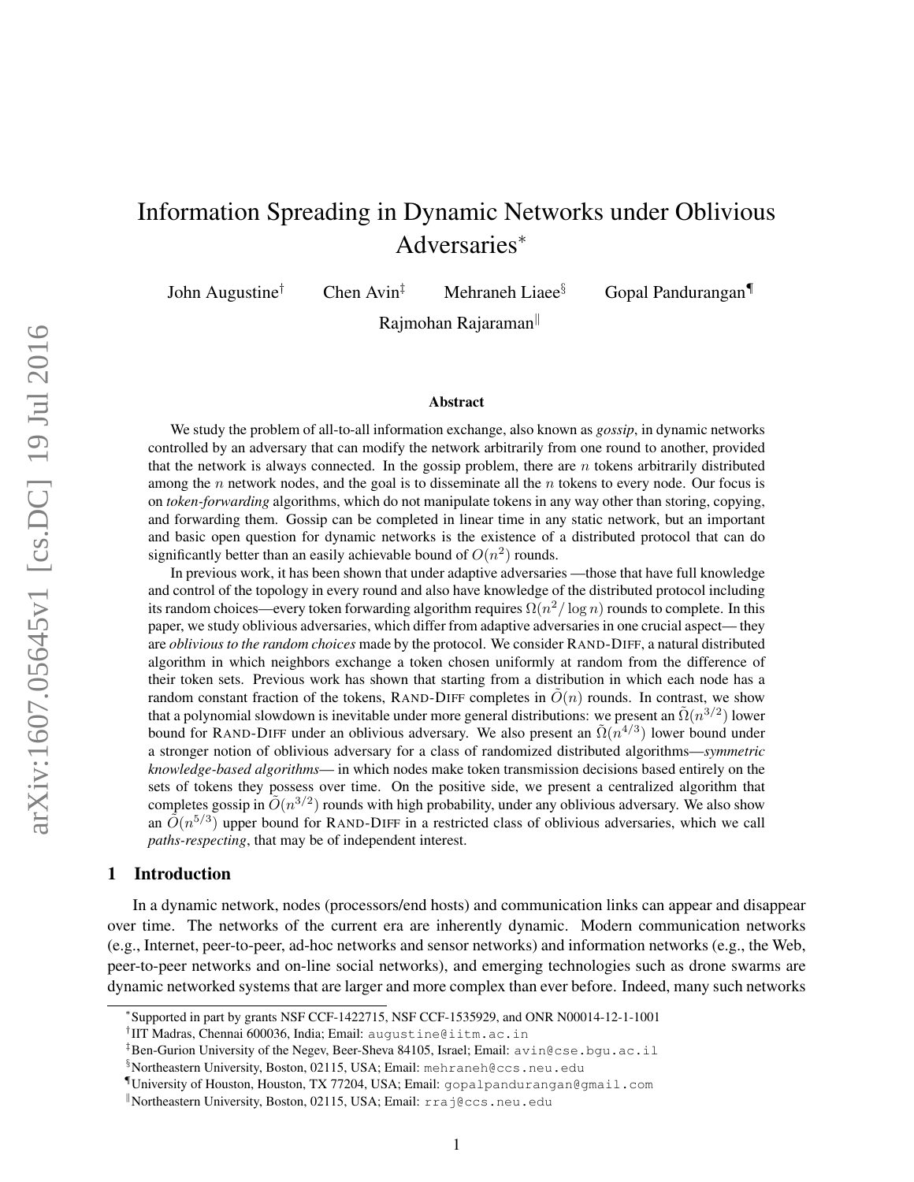# Information Spreading in Dynamic Networks under Oblivious Adversaries*

John Augustine[†] Chen Avin[‡] Mehraneh Liaee[§] Gopal Pandurangan[¶]

Rajmohan Rajaraman[‖]

## Abstract

We study the problem of all-to-all information exchange, also known as *gossip*, in dynamic networks controlled by an adversary that can modify the network arbitrarily from one round to another, provided that the network is always connected. In the gossip problem, there are $n$ tokens arbitrarily distributed among the $n$ network nodes, and the goal is to disseminate all the $n$ tokens to every node. Our focus is on *token-forwarding* algorithms, which do not manipulate tokens in any way other than storing, copying, and forwarding them. Gossip can be completed in linear time in any static network, but an important and basic open question for dynamic networks is the existence of a distributed protocol that can do significantly better than an easily achievable bound of $O(n^2)$ rounds.

In previous work, it has been shown that under adaptive adversaries —those that have full knowledge and control of the topology in every round and also have knowledge of the distributed protocol including its random choices—every token forwarding algorithm requires $\Omega(n^2/\log n)$ rounds to complete. In this paper, we study oblivious adversaries, which differ from adaptive adversaries in one crucial aspect— they are *oblivious to the random choices* made by the protocol. We consider RAND-DIFF, a natural distributed algorithm in which neighbors exchange a token chosen uniformly at random from the difference of their token sets. Previous work has shown that starting from a distribution in which each node has a random constant fraction of the tokens, RAND-DIFF completes in $\tilde{O}(n)$ rounds. In contrast, we show that a polynomial slowdown is inevitable under more general distributions: we present an $\tilde{\Omega}(n^{3/2})$ lower bound for RAND-DIFF under an oblivious adversary. We also present an $\tilde{\Omega}(n^{4/3})$ lower bound under a stronger notion of oblivious adversary for a class of randomized distributed algorithms—*symmetric knowledge-based algorithms*— in which nodes make token transmission decisions based entirely on the sets of tokens they possess over time. On the positive side, we present a centralized algorithm that completes gossip in $\tilde{O}(n^{3/2})$ rounds with high probability, under any oblivious adversary. We also show an $\tilde{O}(n^{5/3})$ upper bound for RAND-DIFF in a restricted class of oblivious adversaries, which we call *paths-respecting*, that may be of independent interest.

## 1 Introduction

In a dynamic network, nodes (processors/end hosts) and communication links can appear and disappear over time. The networks of the current era are inherently dynamic. Modern communication networks (e.g., Internet, peer-to-peer, ad-hoc networks and sensor networks) and information networks (e.g., the Web, peer-to-peer networks and on-line social networks), and emerging technologies such as drone swarms are dynamic networked systems that are larger and more complex than ever before. Indeed, many such networks

---

*Supported in part by grants NSF CCF-1422715, NSF CCF-1535929, and ONR N00014-12-1-1001

[†]IIT Madras, Chennai 600036, India; Email: augustine@iitm.ac.in

[‡]Ben-Gurion University of the Negev, Beer-Sheva 84105, Israel; Email: avin@cse.bgu.ac.il

[§]Northeastern University, Boston, 02115, USA; Email: mehraneh@ccs.neu.edu

[¶]University of Houston, Houston, TX 77204, USA; Email: gopalpandurangan@gmail.com

[‖]Northeastern University, Boston, 02115, USA; Email: rraj@ccs.neu.edu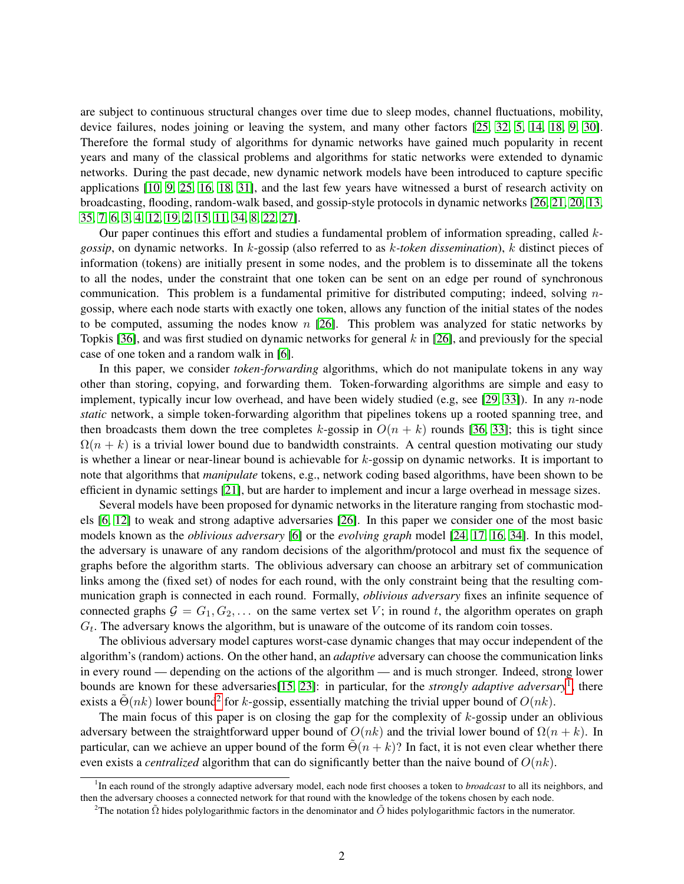are subject to continuous structural changes over time due to sleep modes, channel fluctuations, mobility, device failures, nodes joining or leaving the system, and many other factors [25, 32, 5, 14, 18, 9, 30]. Therefore the formal study of algorithms for dynamic networks have gained much popularity in recent years and many of the classical problems and algorithms for static networks were extended to dynamic networks. During the past decade, new dynamic network models have been introduced to capture specific applications [10, 9, 25, 16, 18, 31], and the last few years have witnessed a burst of research activity on broadcasting, flooding, random-walk based, and gossip-style protocols in dynamic networks [26, 21, 20, 13, 35, 7, 6, 3, 4, 12, 19, 2, 15, 11, 34, 8, 22, 27].

Our paper continues this effort and studies a fundamental problem of information spreading, called $k$-*gossip*, on dynamic networks. In $k$-gossip (also referred to as $k$-*token dissemination*), $k$ distinct pieces of information (tokens) are initially present in some nodes, and the problem is to disseminate all the tokens to all the nodes, under the constraint that one token can be sent on an edge per round of synchronous communication. This problem is a fundamental primitive for distributed computing; indeed, solving $n$-gossip, where each node starts with exactly one token, allows any function of the initial states of the nodes to be computed, assuming the nodes know $n$ [26]. This problem was analyzed for static networks by Topkis [36], and was first studied on dynamic networks for general $k$ in [26], and previously for the special case of one token and a random walk in [6].

In this paper, we consider *token-forwarding* algorithms, which do not manipulate tokens in any way other than storing, copying, and forwarding them. Token-forwarding algorithms are simple and easy to implement, typically incur low overhead, and have been widely studied (e.g, see [29, 33]). In any $n$-node *static* network, a simple token-forwarding algorithm that pipelines tokens up a rooted spanning tree, and then broadcasts them down the tree completes $k$-gossip in $O(n + k)$ rounds [36, 33]; this is tight since $\Omega(n + k)$ is a trivial lower bound due to bandwidth constraints. A central question motivating our study is whether a linear or near-linear bound is achievable for $k$-gossip on dynamic networks. It is important to note that algorithms that *manipulate* tokens, e.g., network coding based algorithms, have been shown to be efficient in dynamic settings [21], but are harder to implement and incur a large overhead in message sizes.

Several models have been proposed for dynamic networks in the literature ranging from stochastic models [6, 12] to weak and strong adaptive adversaries [26]. In this paper we consider one of the most basic models known as the *oblivious adversary* [6] or the *evolving graph* model [24, 17, 16, 34]. In this model, the adversary is unaware of any random decisions of the algorithm/protocol and must fix the sequence of graphs before the algorithm starts. The oblivious adversary can choose an arbitrary set of communication links among the (fixed set) of nodes for each round, with the only constraint being that the resulting communication graph is connected in each round. Formally, *oblivious adversary* fixes an infinite sequence of connected graphs $\mathcal{G} = G_1, G_2, \ldots$ on the same vertex set $V$; in round $t$, the algorithm operates on graph $G_t$. The adversary knows the algorithm, but is unaware of the outcome of its random coin tosses.

The oblivious adversary model captures worst-case dynamic changes that may occur independent of the algorithm's (random) actions. On the other hand, an *adaptive* adversary can choose the communication links in every round — depending on the actions of the algorithm — and is much stronger. Indeed, strong lower bounds are known for these adversaries[15, 23]: in particular, for the *strongly adaptive adversary*[1], there exists a $\tilde{\Theta}(nk)$ lower bound[2] for $k$-gossip, essentially matching the trivial upper bound of $O(nk)$.

The main focus of this paper is on closing the gap for the complexity of $k$-gossip under an oblivious adversary between the straightforward upper bound of $O(nk)$ and the trivial lower bound of $\Omega(n + k)$. In particular, can we achieve an upper bound of the form $\tilde{\Theta}(n + k)$? In fact, it is not even clear whether there even exists a *centralized* algorithm that can do significantly better than the naive bound of $O(nk)$.

[1] In each round of the strongly adaptive adversary model, each node first chooses a token to *broadcast* to all its neighbors, and then the adversary chooses a connected network for that round with the knowledge of the tokens chosen by each node.

[2] The notation $\tilde{\Omega}$ hides polylogarithmic factors in the denominator and $\tilde{O}$ hides polylogarithmic factors in the numerator.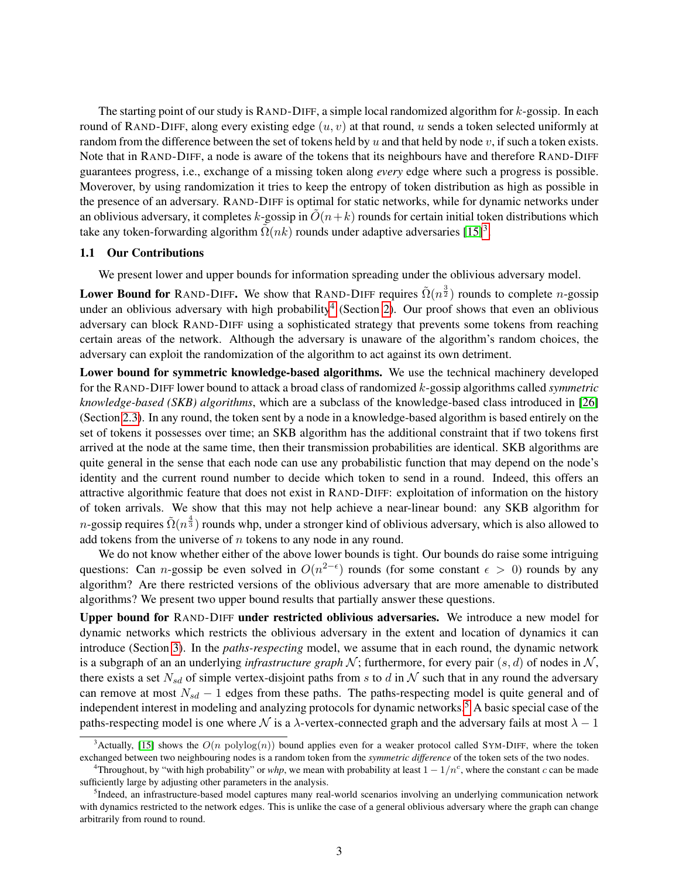The starting point of our study is RAND-DIFF, a simple local randomized algorithm for $k$-gossip. In each round of RAND-DIFF, along every existing edge $(u, v)$ at that round, $u$ sends a token selected uniformly at random from the difference between the set of tokens held by $u$ and that held by node $v$, if such a token exists. Note that in RAND-DIFF, a node is aware of the tokens that its neighbours have and therefore RAND-DIFF guarantees progress, i.e., exchange of a missing token along *every* edge where such a progress is possible. Moverover, by using randomization it tries to keep the entropy of token distribution as high as possible in the presence of an adversary. RAND-DIFF is optimal for static networks, while for dynamic networks under an oblivious adversary, it completes $k$-gossip in $\tilde{O}(n+k)$ rounds for certain initial token distributions which take any token-forwarding algorithm $\tilde{\Omega}(nk)$ rounds under adaptive adversaries [15][3].

### 1.1 Our Contributions

We present lower and upper bounds for information spreading under the oblivious adversary model.

**Lower Bound for RAND-DIFF.** We show that RAND-DIFF requires $\tilde{\Omega}(n^{\frac{3}{2}})$ rounds to complete $n$-gossip under an oblivious adversary with high probability[4] (Section 2). Our proof shows that even an oblivious adversary can block RAND-DIFF using a sophisticated strategy that prevents some tokens from reaching certain areas of the network. Although the adversary is unaware of the algorithm's random choices, the adversary can exploit the randomization of the algorithm to act against its own detriment.

**Lower bound for symmetric knowledge-based algorithms.** We use the technical machinery developed for the RAND-DIFF lower bound to attack a broad class of randomized $k$-gossip algorithms called *symmetric knowledge-based (SKB) algorithms*, which are a subclass of the knowledge-based class introduced in [26] (Section 2.3). In any round, the token sent by a node in a knowledge-based algorithm is based entirely on the set of tokens it possesses over time; an SKB algorithm has the additional constraint that if two tokens first arrived at the node at the same time, then their transmission probabilities are identical. SKB algorithms are quite general in the sense that each node can use any probabilistic function that may depend on the node's identity and the current round number to decide which token to send in a round. Indeed, this offers an attractive algorithmic feature that does not exist in RAND-DIFF: exploitation of information on the history of token arrivals. We show that this may not help achieve a near-linear bound: any SKB algorithm for $n$-gossip requires $\tilde{\Omega}(n^{\frac{4}{3}})$ rounds whp, under a stronger kind of oblivious adversary, which is also allowed to add tokens from the universe of $n$ tokens to any node in any round.

We do not know whether either of the above lower bounds is tight. Our bounds do raise some intriguing questions: Can $n$-gossip be even solved in $O(n^{2-\epsilon})$ rounds (for some constant $\epsilon > 0$) rounds by any algorithm? Are there restricted versions of the oblivious adversary that are more amenable to distributed algorithms? We present two upper bound results that partially answer these questions.

**Upper bound for RAND-DIFF under restricted oblivious adversaries.** We introduce a new model for dynamic networks which restricts the oblivious adversary in the extent and location of dynamics it can introduce (Section 3). In the *paths-respecting* model, we assume that in each round, the dynamic network is a subgraph of an an underlying *infrastructure graph* $\mathcal{N}$; furthermore, for every pair $(s, d)$ of nodes in $\mathcal{N}$, there exists a set $N_{sd}$ of simple vertex-disjoint paths from $s$ to $d$ in $\mathcal{N}$ such that in any round the adversary can remove at most $N_{sd} - 1$ edges from these paths. The paths-respecting model is quite general and of independent interest in modeling and analyzing protocols for dynamic networks.[5] A basic special case of the paths-respecting model is one where $\mathcal{N}$ is a $\lambda$-vertex-connected graph and the adversary fails at most $\lambda - 1$

---

[3] Actually, [15] shows the $O(n \text{ polylog}(n))$ bound applies even for a weaker protocol called SYM-DIFF, where the token exchanged between two neighbouring nodes is a random token from the *symmetric difference* of the token sets of the two nodes.

[4] Throughout, by "with high probability" or *whp*, we mean with probability at least $1 - 1/n^c$, where the constant $c$ can be made sufficiently large by adjusting other parameters in the analysis.

[5] Indeed, an infrastructure-based model captures many real-world scenarios involving an underlying communication network with dynamics restricted to the network edges. This is unlike the case of a general oblivious adversary where the graph can change arbitrarily from round to round.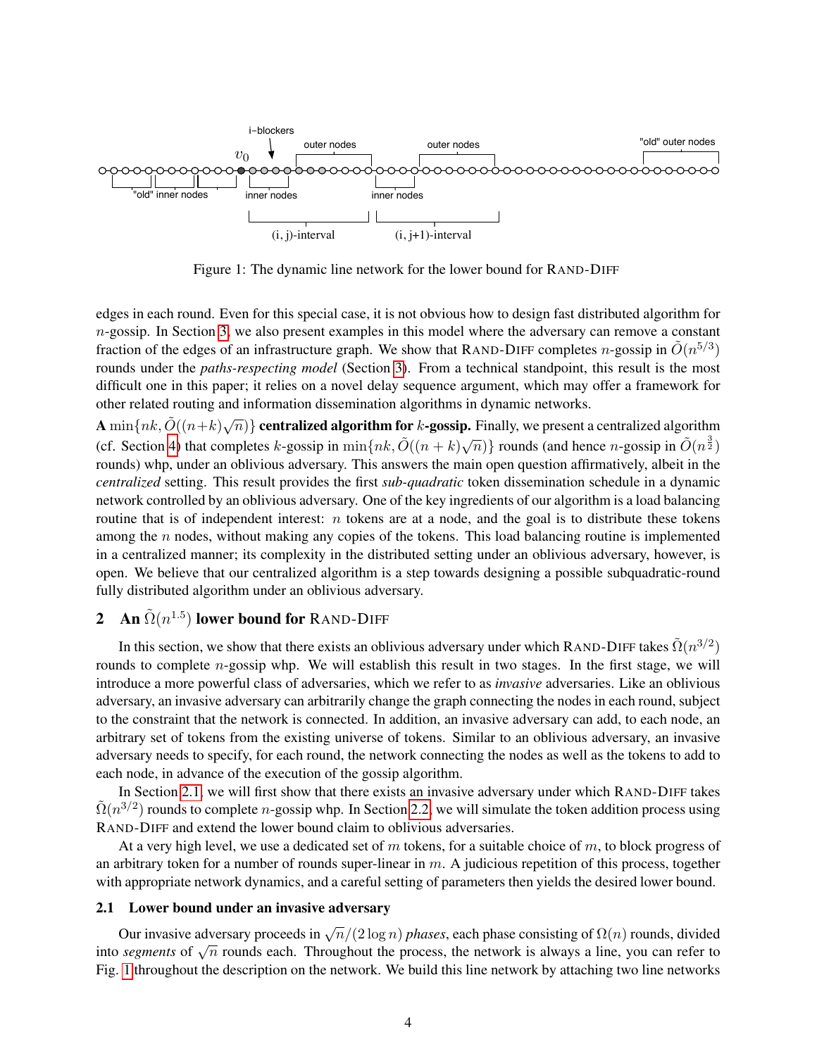Figure 1: The dynamic line network for the lower bound for RAND-DIFF

edges in each round. Even for this special case, it is not obvious how to design fast distributed algorithm for $n$-gossip. In Section 3, we also present examples in this model where the adversary can remove a constant fraction of the edges of an infrastructure graph. We show that RAND-DIFF completes $n$-gossip in $\tilde{O}(n^{5/3})$ rounds under the *paths-respecting model* (Section 3). From a technical standpoint, this result is the most difficult one in this paper; it relies on a novel delay sequence argument, which may offer a framework for other related routing and information dissemination algorithms in dynamic networks.

**A $\min\{nk, \tilde{O}((n+k)\sqrt{n})\}$ centralized algorithm for $k$-gossip.** Finally, we present a centralized algorithm (cf. Section 4) that completes $k$-gossip in $\min\{nk, \tilde{O}((n+k)\sqrt{n})\}$ rounds (and hence $n$-gossip in $\tilde{O}(n^{\frac{3}{2}})$ rounds) whp, under an oblivious adversary. This answers the main open question affirmatively, albeit in the *centralized* setting. This result provides the first *sub-quadratic* token dissemination schedule in a dynamic network controlled by an oblivious adversary. One of the key ingredients of our algorithm is a load balancing routine that is of independent interest: $n$ tokens are at a node, and the goal is to distribute these tokens among the $n$ nodes, without making any copies of the tokens. This load balancing routine is implemented in a centralized manner; its complexity in the distributed setting under an oblivious adversary, however, is open. We believe that our centralized algorithm is a step towards designing a possible subquadratic-round fully distributed algorithm under an oblivious adversary.

## 2 An $\tilde{\Omega}(n^{1.5})$ lower bound for RAND-DIFF

In this section, we show that there exists an oblivious adversary under which RAND-DIFF takes $\tilde{\Omega}(n^{3/2})$ rounds to complete $n$-gossip whp. We will establish this result in two stages. In the first stage, we will introduce a more powerful class of adversaries, which we refer to as *invasive* adversaries. Like an oblivious adversary, an invasive adversary can arbitrarily change the graph connecting the nodes in each round, subject to the constraint that the network is connected. In addition, an invasive adversary can add, to each node, an arbitrary set of tokens from the existing universe of tokens. Similar to an oblivious adversary, an invasive adversary needs to specify, for each round, the network connecting the nodes as well as the tokens to add to each node, in advance of the execution of the gossip algorithm.

In Section 2.1, we will first show that there exists an invasive adversary under which RAND-DIFF takes $\tilde{\Omega}(n^{3/2})$ rounds to complete $n$-gossip whp. In Section 2.2, we will simulate the token addition process using RAND-DIFF and extend the lower bound claim to oblivious adversaries.

At a very high level, we use a dedicated set of $m$ tokens, for a suitable choice of $m$, to block progress of an arbitrary token for a number of rounds super-linear in $m$. A judicious repetition of this process, together with appropriate network dynamics, and a careful setting of parameters then yields the desired lower bound.

### 2.1 Lower bound under an invasive adversary

Our invasive adversary proceeds in $\sqrt{n}/(2\log n)$ *phases*, each phase consisting of $\Omega(n)$ rounds, divided into *segments* of $\sqrt{n}$ rounds each. Throughout the process, the network is always a line, you can refer to Fig. 1 throughout the description on the network. We build this line network by attaching two line networks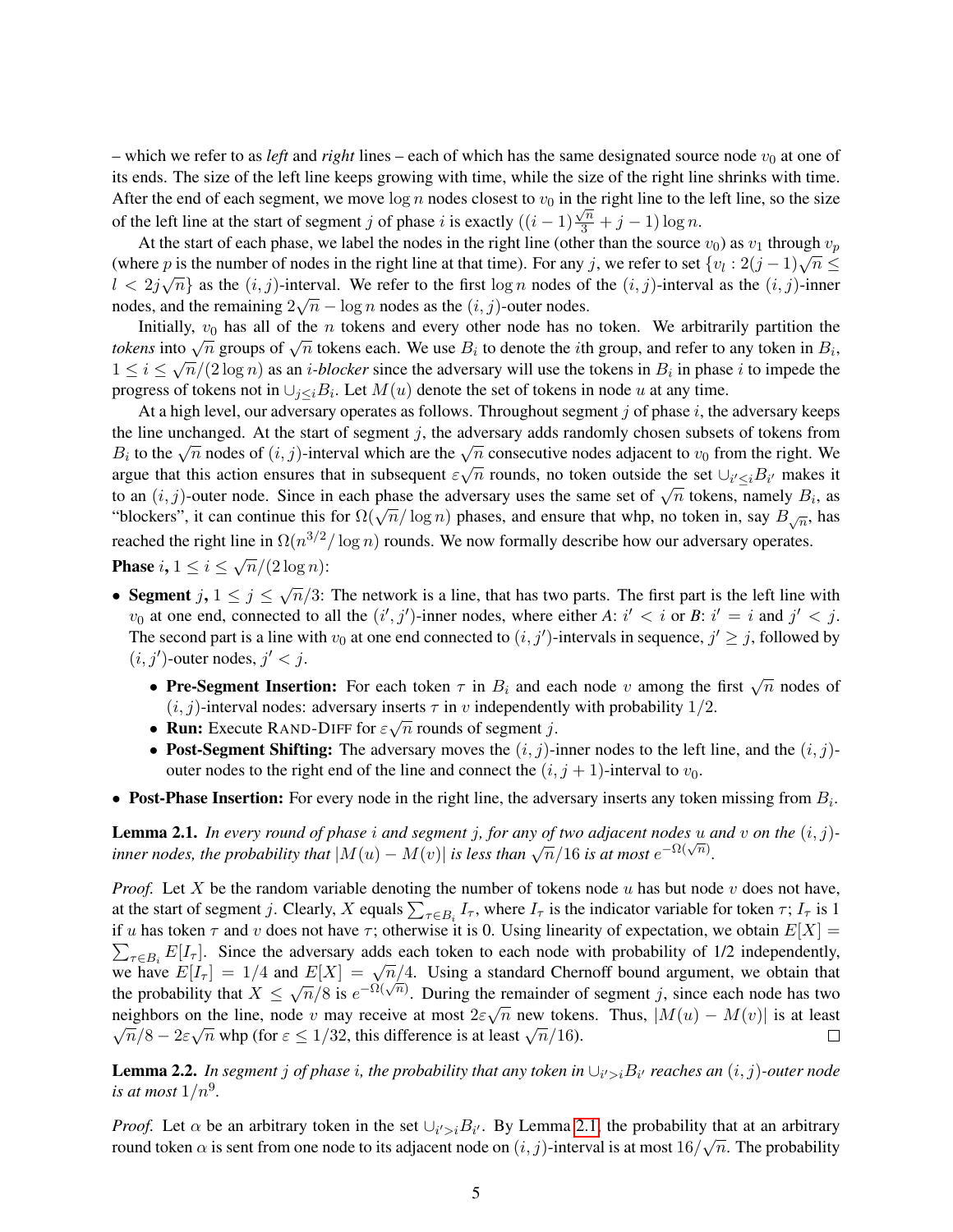– which we refer to as *left* and *right* lines – each of which has the same designated source node $v_0$ at one of its ends. The size of the left line keeps growing with time, while the size of the right line shrinks with time. After the end of each segment, we move $\log n$ nodes closest to $v_0$ in the right line to the left line, so the size of the left line at the start of segment $j$ of phase $i$ is exactly $((i-1)\frac{\sqrt{n}}{3} + j - 1)\log n$.

At the start of each phase, we label the nodes in the right line (other than the source $v_0$) as $v_1$ through $v_p$ (where $p$ is the number of nodes in the right line at that time). For any $j$, we refer to set $\{v_l : 2(j-1)\sqrt{n} \leq l < 2j\sqrt{n}\}$ as the $(i,j)$-interval. We refer to the first $\log n$ nodes of the $(i,j)$-interval as the $(i,j)$-inner nodes, and the remaining $2\sqrt{n} - \log n$ nodes as the $(i,j)$-outer nodes.

Initially, $v_0$ has all of the $n$ tokens and every other node has no token. We arbitrarily partition the *tokens* into $\sqrt{n}$ groups of $\sqrt{n}$ tokens each. We use $B_i$ to denote the $i$th group, and refer to any token in $B_i$, $1 \leq i \leq \sqrt{n}/(2\log n)$ as an *$i$-blocker* since the adversary will use the tokens in $B_i$ in phase $i$ to impede the progress of tokens not in $\cup_{j \leq i} B_i$. Let $M(u)$ denote the set of tokens in node $u$ at any time.

At a high level, our adversary operates as follows. Throughout segment $j$ of phase $i$, the adversary keeps the line unchanged. At the start of segment $j$, the adversary adds randomly chosen subsets of tokens from $B_i$ to the $\sqrt{n}$ nodes of $(i,j)$-interval which are the $\sqrt{n}$ consecutive nodes adjacent to $v_0$ from the right. We argue that this action ensures that in subsequent $\varepsilon\sqrt{n}$ rounds, no token outside the set $\cup_{i' \leq i} B_{i'}$ makes it to an $(i,j)$-outer node. Since in each phase the adversary uses the same set of $\sqrt{n}$ tokens, namely $B_i$, as "blockers", it can continue this for $\Omega(\sqrt{n}/\log n)$ phases, and ensure that whp, no token in, say $B_{\sqrt{n}}$, has reached the right line in $\Omega(n^{3/2}/\log n)$ rounds. We now formally describe how our adversary operates.

**Phase $i$,** $1 \leq i \leq \sqrt{n}/(2\log n)$:

- **Segment $j$,** $1 \leq j \leq \sqrt{n}/3$: The network is a line, that has two parts. The first part is the left line with $v_0$ at one end, connected to all the $(i',j')$-inner nodes, where either *A*: $i' < i$ or *B*: $i' = i$ and $j' < j$. The second part is a line with $v_0$ at one end connected to $(i,j')$-intervals in sequence, $j' \geq j$, followed by $(i,j')$-outer nodes, $j' < j$.
    - **Pre-Segment Insertion:** For each token $\tau$ in $B_i$ and each node $v$ among the first $\sqrt{n}$ nodes of $(i,j)$-interval nodes: adversary inserts $\tau$ in $v$ independently with probability $1/2$.
    - **Run:** Execute RAND-DIFF for $\varepsilon\sqrt{n}$ rounds of segment $j$.
    - **Post-Segment Shifting:** The adversary moves the $(i,j)$-inner nodes to the left line, and the $(i,j)$-outer nodes to the right end of the line and connect the $(i,j+1)$-interval to $v_0$.
- **Post-Phase Insertion:** For every node in the right line, the adversary inserts any token missing from $B_i$.

**Lemma 2.1.** *In every round of phase $i$ and segment $j$, for any of two adjacent nodes $u$ and $v$ on the $(i,j)$-inner nodes, the probability that $|M(u) - M(v)|$ is less than $\sqrt{n}/16$ is at most $e^{-\Omega(\sqrt{n})}$.*

*Proof.* Let $X$ be the random variable denoting the number of tokens node $u$ has but node $v$ does not have, at the start of segment $j$. Clearly, $X$ equals $\sum_{\tau \in B_i} I_\tau$, where $I_\tau$ is the indicator variable for token $\tau$; $I_\tau$ is 1 if $u$ has token $\tau$ and $v$ does not have $\tau$; otherwise it is 0. Using linearity of expectation, we obtain $E[X] = \sum_{\tau \in B_i} E[I_\tau]$. Since the adversary adds each token to each node with probability of 1/2 independently, we have $E[I_\tau] = 1/4$ and $E[X] = \sqrt{n}/4$. Using a standard Chernoff bound argument, we obtain that the probability that $X \leq \sqrt{n}/8$ is $e^{-\Omega(\sqrt{n})}$. During the remainder of segment $j$, since each node has two neighbors on the line, node $v$ may receive at most $2\varepsilon\sqrt{n}$ new tokens. Thus, $|M(u) - M(v)|$ is at least $\sqrt{n}/8 - 2\varepsilon\sqrt{n}$ whp (for $\varepsilon \leq 1/32$, this difference is at least $\sqrt{n}/16$). ◻

**Lemma 2.2.** *In segment $j$ of phase $i$, the probability that any token in $\cup_{i' > i} B_{i'}$ reaches an $(i,j)$-outer node is at most $1/n^9$.*

*Proof.* Let $\alpha$ be an arbitrary token in the set $\cup_{i' > i} B_{i'}$. By Lemma 2.1, the probability that at an arbitrary round token $\alpha$ is sent from one node to its adjacent node on $(i,j)$-interval is at most $16/\sqrt{n}$. The probability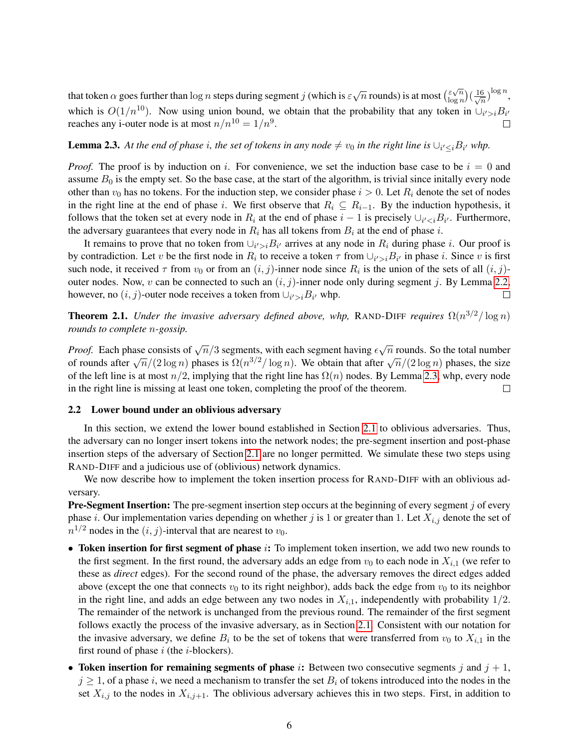that token $\alpha$ goes further than $\log n$ steps during segment $j$ (which is $\varepsilon\sqrt{n}$ rounds) is at most $\binom{\varepsilon\sqrt{n}}{\log n}\left(\frac{16}{\sqrt{n}}\right)^{\log n}$, which is $O(1/n^{10})$. Now using union bound, we obtain that the probability that any token in $\cup_{i'>i}B_{i'}$ reaches any i-outer node is at most $n/n^{10} = 1/n^9$. □

**Lemma 2.3.** *At the end of phase $i$, the set of tokens in any node $\neq v_0$ in the right line is $\cup_{i'\leq i}B_{i'}$ whp.*

*Proof.* The proof is by induction on $i$. For convenience, we set the induction base case to be $i = 0$ and assume $B_0$ is the empty set. So the base case, at the start of the algorithm, is trivial since initally every node other than $v_0$ has no tokens. For the induction step, we consider phase $i > 0$. Let $R_i$ denote the set of nodes in the right line at the end of phase $i$. We first observe that $R_i \subseteq R_{i-1}$. By the induction hypothesis, it follows that the token set at every node in $R_i$ at the end of phase $i-1$ is precisely $\cup_{i'<i}B_{i'}$. Furthermore, the adversary guarantees that every node in $R_i$ has all tokens from $B_i$ at the end of phase $i$.

It remains to prove that no token from $\cup_{i'>i}B_{i'}$ arrives at any node in $R_i$ during phase $i$. Our proof is by contradiction. Let $v$ be the first node in $R_i$ to receive a token $\tau$ from $\cup_{i'>i}B_{i'}$ in phase $i$. Since $v$ is first such node, it received $\tau$ from $v_0$ or from an $(i,j)$-inner node since $R_i$ is the union of the sets of all $(i,j)$-outer nodes. Now, $v$ can be connected to such an $(i,j)$-inner node only during segment $j$. By Lemma 2.2, however, no $(i,j)$-outer node receives a token from $\cup_{i'>i}B_{i'}$ whp. □

**Theorem 2.1.** *Under the invasive adversary defined above, whp,* Rand-Diff *requires $\Omega(n^{3/2}/\log n)$ rounds to complete $n$-gossip.*

*Proof.* Each phase consists of $\sqrt{n}/3$ segments, with each segment having $\epsilon\sqrt{n}$ rounds. So the total number of rounds after $\sqrt{n}/(2\log n)$ phases is $\Omega(n^{3/2}/\log n)$. We obtain that after $\sqrt{n}/(2\log n)$ phases, the size of the left line is at most $n/2$, implying that the right line has $\Omega(n)$ nodes. By Lemma 2.3, whp, every node in the right line is missing at least one token, completing the proof of the theorem. □

### 2.2 Lower bound under an oblivious adversary

In this section, we extend the lower bound established in Section 2.1 to oblivious adversaries. Thus, the adversary can no longer insert tokens into the network nodes; the pre-segment insertion and post-phase insertion steps of the adversary of Section 2.1 are no longer permitted. We simulate these two steps using Rand-Diff and a judicious use of (oblivious) network dynamics.

We now describe how to implement the token insertion process for Rand-Diff with an oblivious adversary.

**Pre-Segment Insertion:** The pre-segment insertion step occurs at the beginning of every segment $j$ of every phase $i$. Our implementation varies depending on whether $j$ is 1 or greater than 1. Let $X_{i,j}$ denote the set of $n^{1/2}$ nodes in the $(i,j)$-interval that are nearest to $v_0$.

- **Token insertion for first segment of phase $i$:** To implement token insertion, we add two new rounds to the first segment. In the first round, the adversary adds an edge from $v_0$ to each node in $X_{i,1}$ (we refer to these as *direct* edges). For the second round of the phase, the adversary removes the direct edges added above (except the one that connects $v_0$ to its right neighbor), adds back the edge from $v_0$ to its neighbor in the right line, and adds an edge between any two nodes in $X_{i,1}$, independently with probability $1/2$. The remainder of the network is unchanged from the previous round. The remainder of the first segment follows exactly the process of the invasive adversary, as in Section 2.1. Consistent with our notation for the invasive adversary, we define $B_i$ to be the set of tokens that were transferred from $v_0$ to $X_{i,1}$ in the first round of phase $i$ (the $i$-blockers).
- **Token insertion for remaining segments of phase $i$:** Between two consecutive segments $j$ and $j+1$, $j \geq 1$, of a phase $i$, we need a mechanism to transfer the set $B_i$ of tokens introduced into the nodes in the set $X_{i,j}$ to the nodes in $X_{i,j+1}$. The oblivious adversary achieves this in two steps. First, in addition to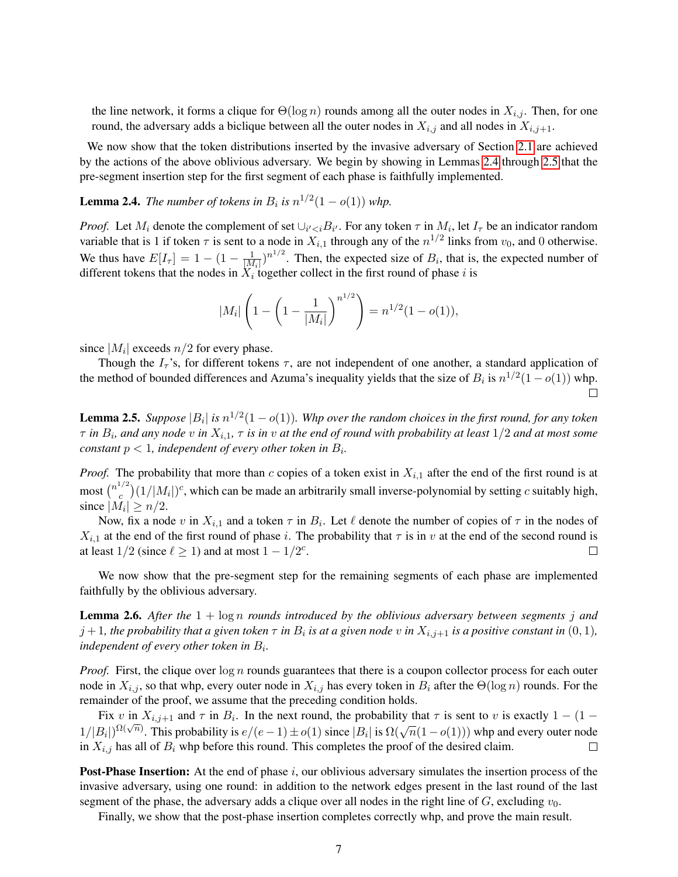the line network, it forms a clique for $\Theta(\log n)$ rounds among all the outer nodes in $X_{i,j}$. Then, for one round, the adversary adds a biclique between all the outer nodes in $X_{i,j}$ and all nodes in $X_{i,j+1}$.

We now show that the token distributions inserted by the invasive adversary of Section 2.1 are achieved by the actions of the above oblivious adversary. We begin by showing in Lemmas 2.4 through 2.5 that the pre-segment insertion step for the first segment of each phase is faithfully implemented.

**Lemma 2.4.** *The number of tokens in $B_i$ is $n^{1/2}(1 - o(1))$ whp.*

*Proof.* Let $M_i$ denote the complement of set $\cup_{i'<i} B_{i'}$. For any token $\tau$ in $M_i$, let $I_\tau$ be an indicator random variable that is 1 if token $\tau$ is sent to a node in $X_{i,1}$ through any of the $n^{1/2}$ links from $v_0$, and 0 otherwise. We thus have $E[I_\tau] = 1 - (1 - \frac{1}{|M_i|})^{n^{1/2}}$. Then, the expected size of $B_i$, that is, the expected number of different tokens that the nodes in $X_i$ together collect in the first round of phase $i$ is

$$|M_i| \left(1 - \left(1 - \frac{1}{|M_i|}\right)^{n^{1/2}}\right) = n^{1/2}(1 - o(1)),$$

since $|M_i|$ exceeds $n/2$ for every phase.

Though the $I_\tau$'s, for different tokens $\tau$, are not independent of one another, a standard application of the method of bounded differences and Azuma's inequality yields that the size of $B_i$ is $n^{1/2}(1 - o(1))$ whp. □

**Lemma 2.5.** *Suppose $|B_i|$ is $n^{1/2}(1 - o(1))$. Whp over the random choices in the first round, for any token $\tau$ in $B_i$, and any node $v$ in $X_{i,1}$, $\tau$ is in $v$ at the end of round with probability at least $1/2$ and at most some constant $p < 1$, independent of every other token in $B_i$.*

*Proof.* The probability that more than $c$ copies of a token exist in $X_{i,1}$ after the end of the first round is at most $\binom{n^{1/2}}{c}(1/|M_i|)^c$, which can be made an arbitrarily small inverse-polynomial by setting $c$ suitably high, since $|M_i| \geq n/2$.

Now, fix a node $v$ in $X_{i,1}$ and a token $\tau$ in $B_i$. Let $\ell$ denote the number of copies of $\tau$ in the nodes of $X_{i,1}$ at the end of the first round of phase $i$. The probability that $\tau$ is in $v$ at the end of the second round is at least $1/2$ (since $\ell \geq 1$) and at most $1 - 1/2^c$. □

We now show that the pre-segment step for the remaining segments of each phase are implemented faithfully by the oblivious adversary.

**Lemma 2.6.** *After the $1 + \log n$ rounds introduced by the oblivious adversary between segments $j$ and $j+1$, the probability that a given token $\tau$ in $B_i$ is at a given node $v$ in $X_{i,j+1}$ is a positive constant in $(0, 1)$, independent of every other token in $B_i$.*

*Proof.* First, the clique over $\log n$ rounds guarantees that there is a coupon collector process for each outer node in $X_{i,j}$, so that whp, every outer node in $X_{i,j}$ has every token in $B_i$ after the $\Theta(\log n)$ rounds. For the remainder of the proof, we assume that the preceding condition holds.

Fix $v$ in $X_{i,j+1}$ and $\tau$ in $B_i$. In the next round, the probability that $\tau$ is sent to $v$ is exactly $1 - (1 - 1/|B_i|)^{\Omega(\sqrt{n})}$. This probability is $e/(e-1) \pm o(1)$ since $|B_i|$ is $\Omega(\sqrt{n}(1 - o(1)))$ whp and every outer node in $X_{i,j}$ has all of $B_i$ whp before this round. This completes the proof of the desired claim. □

**Post-Phase Insertion:** At the end of phase $i$, our oblivious adversary simulates the insertion process of the invasive adversary, using one round: in addition to the network edges present in the last round of the last segment of the phase, the adversary adds a clique over all nodes in the right line of $G$, excluding $v_0$.

Finally, we show that the post-phase insertion completes correctly whp, and prove the main result.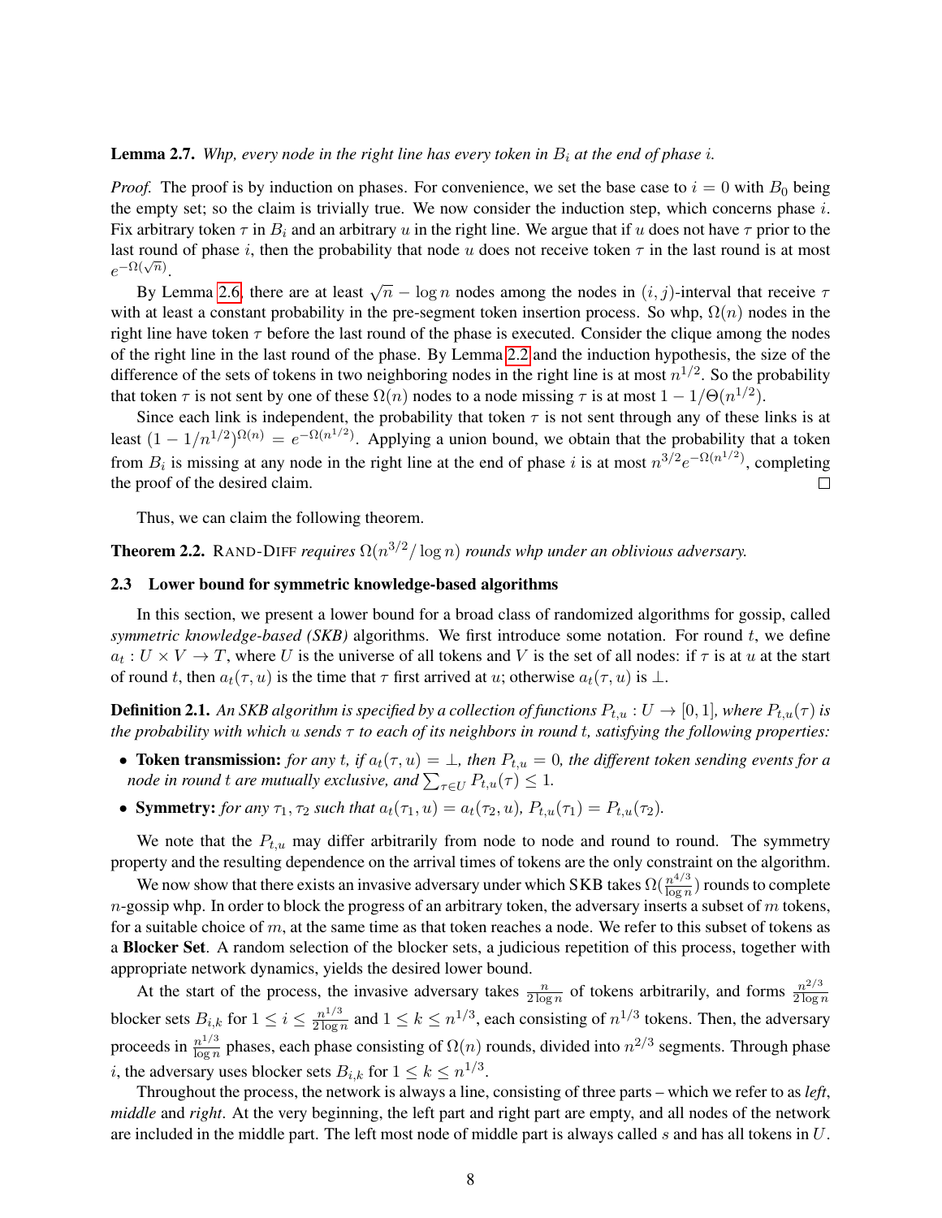**Lemma 2.7.** *Whp, every node in the right line has every token in $B_i$ at the end of phase $i$.*

*Proof.* The proof is by induction on phases. For convenience, we set the base case to $i = 0$ with $B_0$ being the empty set; so the claim is trivially true. We now consider the induction step, which concerns phase $i$. Fix arbitrary token $\tau$ in $B_i$ and an arbitrary $u$ in the right line. We argue that if $u$ does not have $\tau$ prior to the last round of phase $i$, then the probability that node $u$ does not receive token $\tau$ in the last round is at most $e^{-\Omega(\sqrt{n})}$.

By Lemma 2.6, there are at least $\sqrt{n} - \log n$ nodes among the nodes in $(i, j)$-interval that receive $\tau$ with at least a constant probability in the pre-segment token insertion process. So whp, $\Omega(n)$ nodes in the right line have token $\tau$ before the last round of the phase is executed. Consider the clique among the nodes of the right line in the last round of the phase. By Lemma 2.2 and the induction hypothesis, the size of the difference of the sets of tokens in two neighboring nodes in the right line is at most $n^{1/2}$. So the probability that token $\tau$ is not sent by one of these $\Omega(n)$ nodes to a node missing $\tau$ is at most $1 - 1/\Theta(n^{1/2})$.

Since each link is independent, the probability that token $\tau$ is not sent through any of these links is at least $(1 - 1/n^{1/2})^{\Omega(n)} = e^{-\Omega(n^{1/2})}$. Applying a union bound, we obtain that the probability that a token from $B_i$ is missing at any node in the right line at the end of phase $i$ is at most $n^{3/2}e^{-\Omega(n^{1/2})}$, completing the proof of the desired claim. $\square$

Thus, we can claim the following theorem.

**Theorem 2.2.** RAND-DIFF *requires $\Omega(n^{3/2}/\log n)$ rounds whp under an oblivious adversary.*

### 2.3 Lower bound for symmetric knowledge-based algorithms

In this section, we present a lower bound for a broad class of randomized algorithms for gossip, called *symmetric knowledge-based (SKB)* algorithms. We first introduce some notation. For round $t$, we define $a_t : U \times V \to T$, where $U$ is the universe of all tokens and $V$ is the set of all nodes: if $\tau$ is at $u$ at the start of round $t$, then $a_t(\tau, u)$ is the time that $\tau$ first arrived at $u$; otherwise $a_t(\tau, u)$ is $\perp$.

**Definition 2.1.** *An SKB algorithm is specified by a collection of functions $P_{t,u} : U \to [0, 1]$, where $P_{t,u}(\tau)$ is the probability with which $u$ sends $\tau$ to each of its neighbors in round $t$, satisfying the following properties:*

- **Token transmission:** *for any $t$, if $a_t(\tau, u) = \perp$, then $P_{t,u} = 0$, the different token sending events for a node in round $t$ are mutually exclusive, and $\sum_{\tau \in U} P_{t,u}(\tau) \leq 1$.*
- **Symmetry:** *for any $\tau_1, \tau_2$ such that $a_t(\tau_1, u) = a_t(\tau_2, u)$, $P_{t,u}(\tau_1) = P_{t,u}(\tau_2)$.*

We note that the $P_{t,u}$ may differ arbitrarily from node to node and round to round. The symmetry property and the resulting dependence on the arrival times of tokens are the only constraint on the algorithm.

We now show that there exists an invasive adversary under which SKB takes $\Omega(\frac{n^{4/3}}{\log n})$ rounds to complete $n$-gossip whp. In order to block the progress of an arbitrary token, the adversary inserts a subset of $m$ tokens, for a suitable choice of $m$, at the same time as that token reaches a node. We refer to this subset of tokens as a **Blocker Set**. A random selection of the blocker sets, a judicious repetition of this process, together with appropriate network dynamics, yields the desired lower bound.

At the start of the process, the invasive adversary takes $\frac{n}{2\log n}$ of tokens arbitrarily, and forms $\frac{n^{2/3}}{2\log n}$ blocker sets $B_{i,k}$ for $1 \leq i \leq \frac{n^{1/3}}{2\log n}$ and $1 \leq k \leq n^{1/3}$, each consisting of $n^{1/3}$ tokens. Then, the adversary proceeds in $\frac{n^{1/3}}{\log n}$ phases, each phase consisting of $\Omega(n)$ rounds, divided into $n^{2/3}$ segments. Through phase $i$, the adversary uses blocker sets $B_{i,k}$ for $1 \leq k \leq n^{1/3}$.

Throughout the process, the network is always a line, consisting of three parts – which we refer to as *left*, *middle* and *right*. At the very beginning, the left part and right part are empty, and all nodes of the network are included in the middle part. The left most node of middle part is always called $s$ and has all tokens in $U$.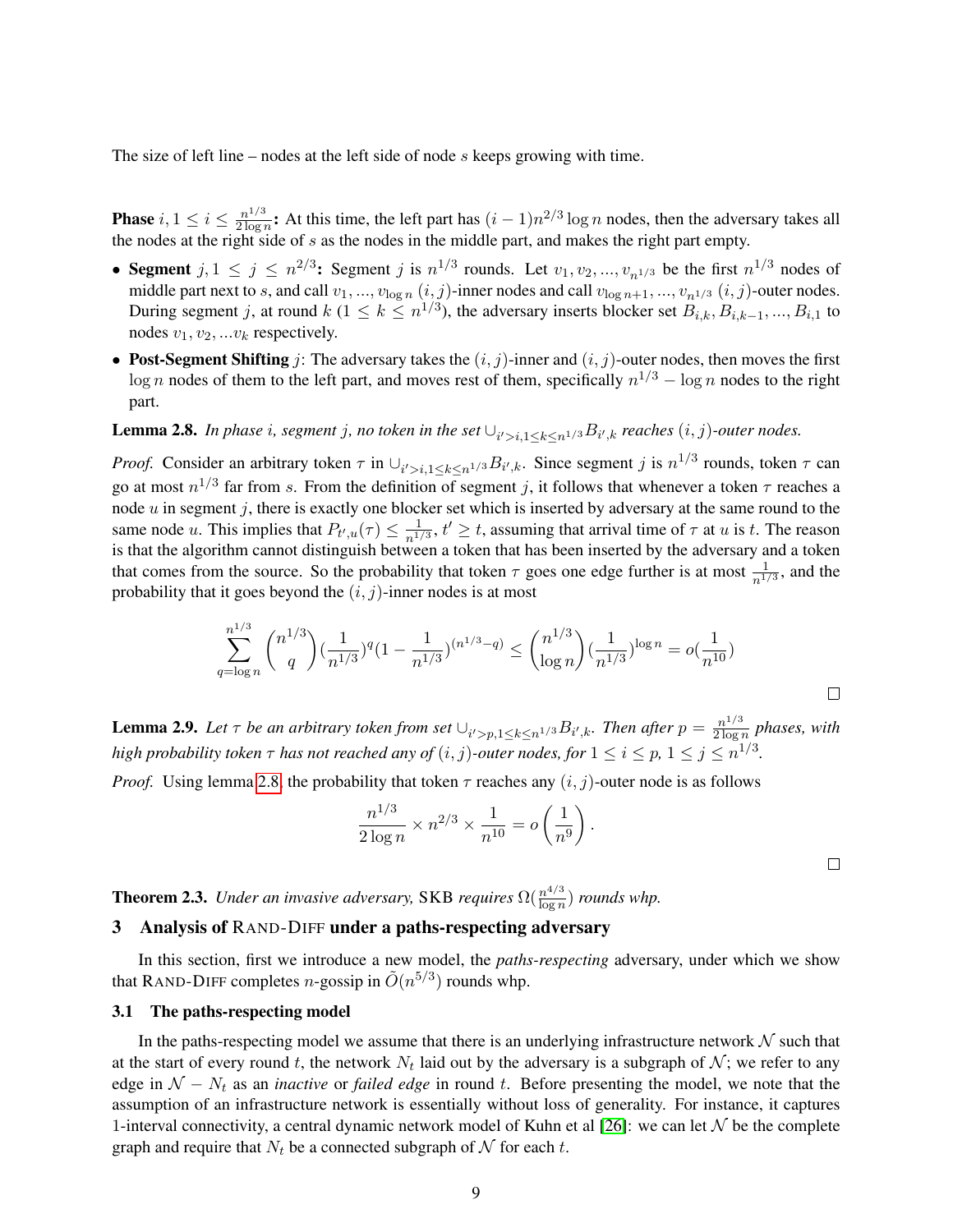The size of left line – nodes at the left side of node $s$ keeps growing with time.

**Phase** $i, 1 \leq i \leq \frac{n^{1/3}}{2 \log n}$**:** At this time, the left part has $(i-1)n^{2/3} \log n$ nodes, then the adversary takes all the nodes at the right side of $s$ as the nodes in the middle part, and makes the right part empty.

- **Segment** $j, 1 \leq j \leq n^{2/3}$**:** Segment $j$ is $n^{1/3}$ rounds. Let $v_1, v_2, ..., v_{n^{1/3}}$ be the first $n^{1/3}$ nodes of middle part next to $s$, and call $v_1, ..., v_{\log n}$ $(i,j)$-inner nodes and call $v_{\log n+1}, ..., v_{n^{1/3}}$ $(i,j)$-outer nodes. During segment $j$, at round $k$ $(1 \leq k \leq n^{1/3})$, the adversary inserts blocker set $B_{i,k}, B_{i,k-1}, ..., B_{i,1}$ to nodes $v_1, v_2, ...v_k$ respectively.
- **Post-Segment Shifting** $j$: The adversary takes the $(i,j)$-inner and $(i,j)$-outer nodes, then moves the first $\log n$ nodes of them to the left part, and moves rest of them, specifically $n^{1/3} - \log n$ nodes to the right part.

**Lemma 2.8.** *In phase $i$, segment $j$, no token in the set $\cup_{i'>i, 1 \leq k \leq n^{1/3}} B_{i',k}$ reaches $(i,j)$-outer nodes.*

*Proof.* Consider an arbitrary token $\tau$ in $\cup_{i'>i, 1 \leq k \leq n^{1/3}} B_{i',k}$. Since segment $j$ is $n^{1/3}$ rounds, token $\tau$ can go at most $n^{1/3}$ far from $s$. From the definition of segment $j$, it follows that whenever a token $\tau$ reaches a node $u$ in segment $j$, there is exactly one blocker set which is inserted by adversary at the same round to the same node $u$. This implies that $P_{t',u}(\tau) \leq \frac{1}{n^{1/3}}, t' \geq t$, assuming that arrival time of $\tau$ at $u$ is $t$. The reason is that the algorithm cannot distinguish between a token that has been inserted by the adversary and a token that comes from the source. So the probability that token $\tau$ goes one edge further is at most $\frac{1}{n^{1/3}}$, and the probability that it goes beyond the $(i,j)$-inner nodes is at most

$$\sum_{q=\log n}^{n^{1/3}} \binom{n^{1/3}}{q} \left(\frac{1}{n^{1/3}}\right)^q \left(1 - \frac{1}{n^{1/3}}\right)^{(n^{1/3}-q)} \leq \binom{n^{1/3}}{\log n} \left(\frac{1}{n^{1/3}}\right)^{\log n} = o\left(\frac{1}{n^{10}}\right)$$

□

**Lemma 2.9.** *Let $\tau$ be an arbitrary token from set $\cup_{i'>p, 1 \leq k \leq n^{1/3}} B_{i',k}$. Then after $p = \frac{n^{1/3}}{2 \log n}$ phases, with high probability token $\tau$ has not reached any of $(i,j)$-outer nodes, for $1 \leq i \leq p$, $1 \leq j \leq n^{1/3}$.*

*Proof.* Using lemma 2.8, the probability that token $\tau$ reaches any $(i,j)$-outer node is as follows

$$\frac{n^{1/3}}{2 \log n} \times n^{2/3} \times \frac{1}{n^{10}} = o\left(\frac{1}{n^9}\right).$$

□

**Theorem 2.3.** *Under an invasive adversary,* SKB *requires $\Omega(\frac{n^{4/3}}{\log n})$ rounds whp.*

## 3 Analysis of Rand-Diff under a paths-respecting adversary

In this section, first we introduce a new model, the *paths-respecting* adversary, under which we show that Rand-Diff completes $n$-gossip in $\tilde{O}(n^{5/3})$ rounds whp.

### 3.1 The paths-respecting model

In the paths-respecting model we assume that there is an underlying infrastructure network $\mathcal{N}$ such that at the start of every round $t$, the network $N_t$ laid out by the adversary is a subgraph of $\mathcal{N}$; we refer to any edge in $\mathcal{N} - N_t$ as an *inactive* or *failed edge* in round $t$. Before presenting the model, we note that the assumption of an infrastructure network is essentially without loss of generality. For instance, it captures 1-interval connectivity, a central dynamic network model of Kuhn et al [26]: we can let $\mathcal{N}$ be the complete graph and require that $N_t$ be a connected subgraph of $\mathcal{N}$ for each $t$.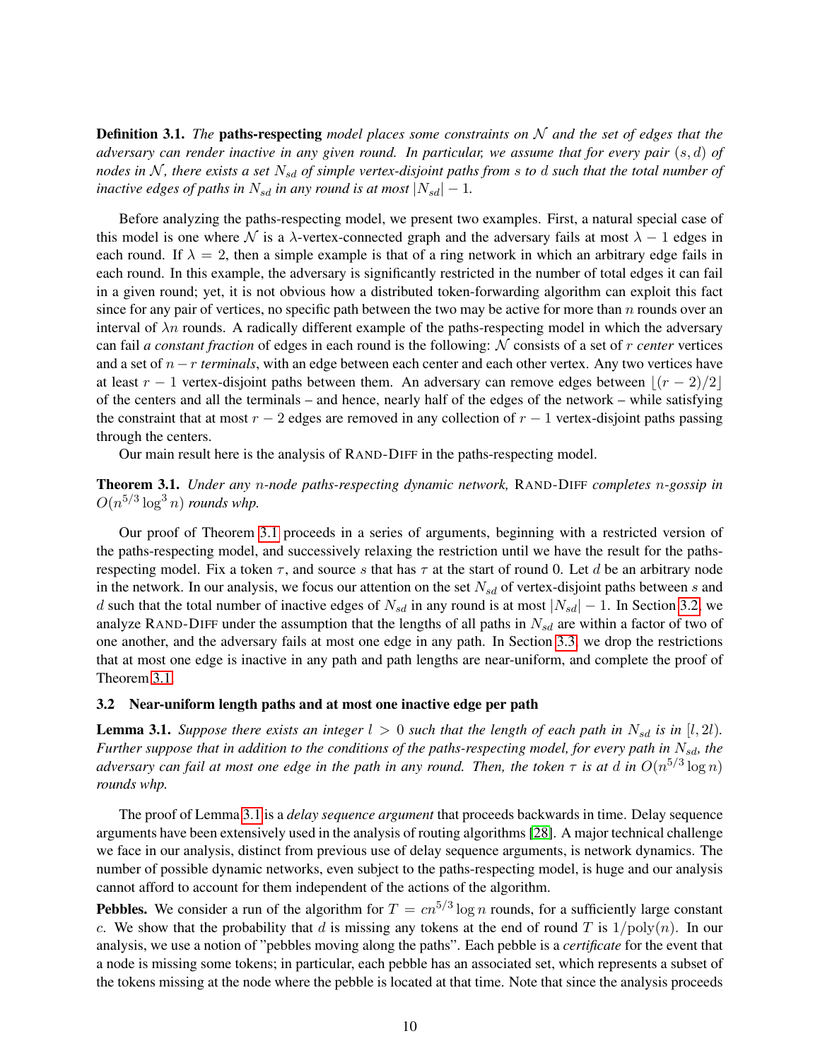**Definition 3.1.** *The* **paths-respecting** *model places some constraints on $\mathcal{N}$ and the set of edges that the adversary can render inactive in any given round. In particular, we assume that for every pair $(s, d)$ of nodes in $\mathcal{N}$, there exists a set $N_{sd}$ of simple vertex-disjoint paths from $s$ to $d$ such that the total number of inactive edges of paths in $N_{sd}$ in any round is at most $|N_{sd}| - 1$.*

Before analyzing the paths-respecting model, we present two examples. First, a natural special case of this model is one where $\mathcal{N}$ is a $\lambda$-vertex-connected graph and the adversary fails at most $\lambda - 1$ edges in each round. If $\lambda = 2$, then a simple example is that of a ring network in which an arbitrary edge fails in each round. In this example, the adversary is significantly restricted in the number of total edges it can fail in a given round; yet, it is not obvious how a distributed token-forwarding algorithm can exploit this fact since for any pair of vertices, no specific path between the two may be active for more than $n$ rounds over an interval of $\lambda n$ rounds. A radically different example of the paths-respecting model in which the adversary can fail *a constant fraction* of edges in each round is the following: $\mathcal{N}$ consists of a set of $r$ *center* vertices and a set of $n - r$ *terminals*, with an edge between each center and each other vertex. Any two vertices have at least $r - 1$ vertex-disjoint paths between them. An adversary can remove edges between $\lfloor (r-2)/2 \rfloor$ of the centers and all the terminals – and hence, nearly half of the edges of the network – while satisfying the constraint that at most $r - 2$ edges are removed in any collection of $r - 1$ vertex-disjoint paths passing through the centers.

Our main result here is the analysis of RAND-DIFF in the paths-respecting model.

**Theorem 3.1.** *Under any $n$-node paths-respecting dynamic network,* RAND-DIFF *completes $n$-gossip in $O(n^{5/3} \log^3 n)$ rounds whp.*

Our proof of Theorem 3.1 proceeds in a series of arguments, beginning with a restricted version of the paths-respecting model, and successively relaxing the restriction until we have the result for the paths-respecting model. Fix a token $\tau$, and source $s$ that has $\tau$ at the start of round 0. Let $d$ be an arbitrary node in the network. In our analysis, we focus our attention on the set $N_{sd}$ of vertex-disjoint paths between $s$ and $d$ such that the total number of inactive edges of $N_{sd}$ in any round is at most $|N_{sd}| - 1$. In Section 3.2, we analyze RAND-DIFF under the assumption that the lengths of all paths in $N_{sd}$ are within a factor of two of one another, and the adversary fails at most one edge in any path. In Section 3.3, we drop the restrictions that at most one edge is inactive in any path and path lengths are near-uniform, and complete the proof of Theorem 3.1.

### 3.2 Near-uniform length paths and at most one inactive edge per path

**Lemma 3.1.** *Suppose there exists an integer $l > 0$ such that the length of each path in $N_{sd}$ is in $[l, 2l)$. Further suppose that in addition to the conditions of the paths-respecting model, for every path in $N_{sd}$, the adversary can fail at most one edge in the path in any round. Then, the token $\tau$ is at $d$ in $O(n^{5/3} \log n)$ rounds whp.*

The proof of Lemma 3.1 is a *delay sequence argument* that proceeds backwards in time. Delay sequence arguments have been extensively used in the analysis of routing algorithms [28]. A major technical challenge we face in our analysis, distinct from previous use of delay sequence arguments, is network dynamics. The number of possible dynamic networks, even subject to the paths-respecting model, is huge and our analysis cannot afford to account for them independent of the actions of the algorithm.

**Pebbles.** We consider a run of the algorithm for $T = cn^{5/3} \log n$ rounds, for a sufficiently large constant $c$. We show that the probability that $d$ is missing any tokens at the end of round $T$ is $1/\text{poly}(n)$. In our analysis, we use a notion of "pebbles moving along the paths". Each pebble is a *certificate* for the event that a node is missing some tokens; in particular, each pebble has an associated set, which represents a subset of the tokens missing at the node where the pebble is located at that time. Note that since the analysis proceeds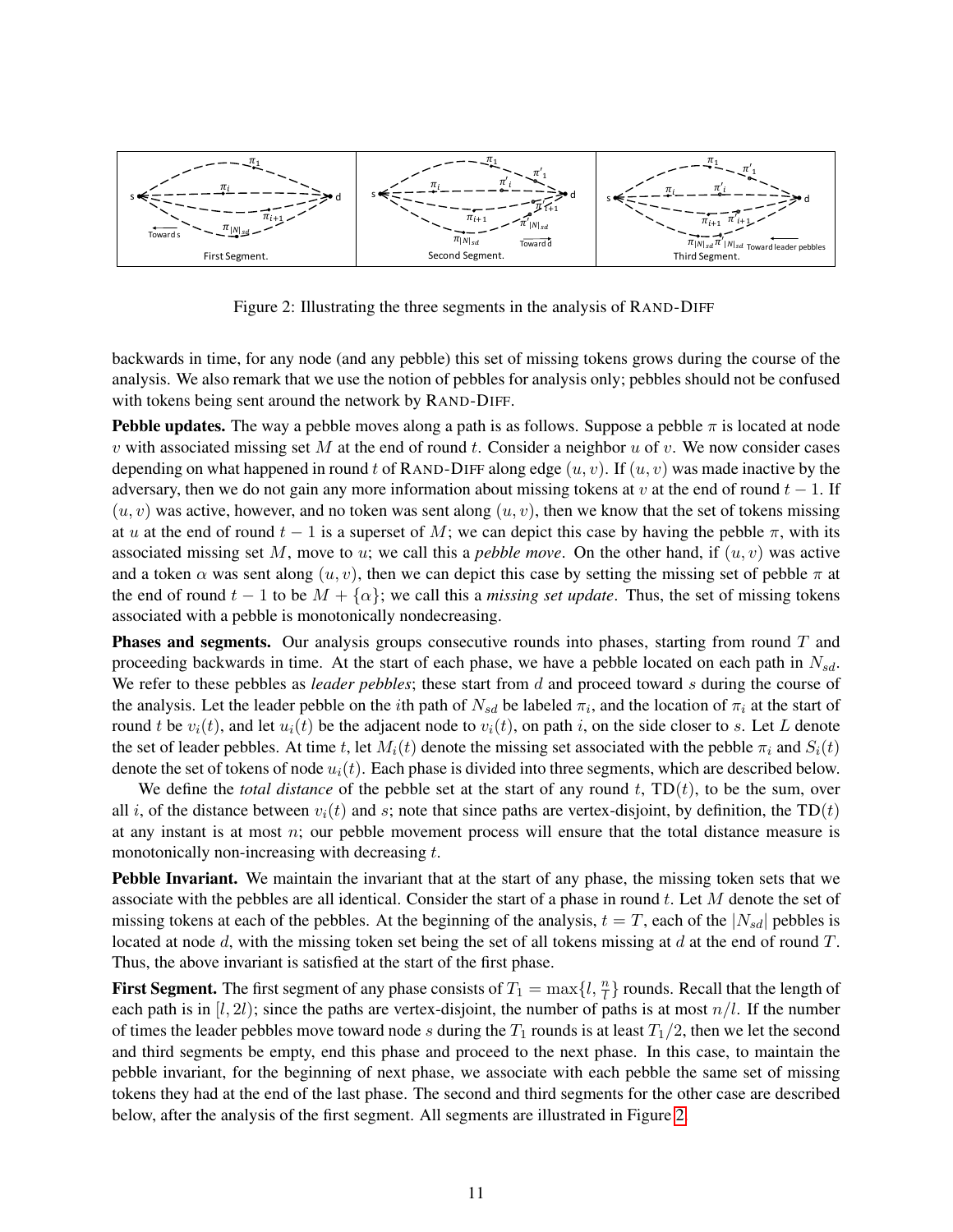Figure 2: Illustrating the three segments in the analysis of RAND-DIFF

backwards in time, for any node (and any pebble) this set of missing tokens grows during the course of the analysis. We also remark that we use the notion of pebbles for analysis only; pebbles should not be confused with tokens being sent around the network by RAND-DIFF.

**Pebble updates.** The way a pebble moves along a path is as follows. Suppose a pebble $\pi$ is located at node $v$ with associated missing set $M$ at the end of round $t$. Consider a neighbor $u$ of $v$. We now consider cases depending on what happened in round $t$ of RAND-DIFF along edge $(u, v)$. If $(u, v)$ was made inactive by the adversary, then we do not gain any more information about missing tokens at $v$ at the end of round $t - 1$. If $(u, v)$ was active, however, and no token was sent along $(u, v)$, then we know that the set of tokens missing at $u$ at the end of round $t - 1$ is a superset of $M$; we can depict this case by having the pebble $\pi$, with its associated missing set $M$, move to $u$; we call this a *pebble move*. On the other hand, if $(u, v)$ was active and a token $\alpha$ was sent along $(u, v)$, then we can depict this case by setting the missing set of pebble $\pi$ at the end of round $t - 1$ to be $M + \{\alpha\}$; we call this a *missing set update*. Thus, the set of missing tokens associated with a pebble is monotonically nondecreasing.

**Phases and segments.** Our analysis groups consecutive rounds into phases, starting from round $T$ and proceeding backwards in time. At the start of each phase, we have a pebble located on each path in $N_{sd}$. We refer to these pebbles as *leader pebbles*; these start from $d$ and proceed toward $s$ during the course of the analysis. Let the leader pebble on the $i$th path of $N_{sd}$ be labeled $\pi_i$, and the location of $\pi_i$ at the start of round $t$ be $v_i(t)$, and let $u_i(t)$ be the adjacent node to $v_i(t)$, on path $i$, on the side closer to $s$. Let $L$ denote the set of leader pebbles. At time $t$, let $M_i(t)$ denote the missing set associated with the pebble $\pi_i$ and $S_i(t)$ denote the set of tokens of node $u_i(t)$. Each phase is divided into three segments, which are described below.

We define the *total distance* of the pebble set at the start of any round $t$, $\mathrm{TD}(t)$, to be the sum, over all $i$, of the distance between $v_i(t)$ and $s$; note that since paths are vertex-disjoint, by definition, the $\mathrm{TD}(t)$ at any instant is at most $n$; our pebble movement process will ensure that the total distance measure is monotonically non-increasing with decreasing $t$.

**Pebble Invariant.** We maintain the invariant that at the start of any phase, the missing token sets that we associate with the pebbles are all identical. Consider the start of a phase in round $t$. Let $M$ denote the set of missing tokens at each of the pebbles. At the beginning of the analysis, $t = T$, each of the $|N_{sd}|$ pebbles is located at node $d$, with the missing token set being the set of all tokens missing at $d$ at the end of round $T$. Thus, the above invariant is satisfied at the start of the first phase.

**First Segment.** The first segment of any phase consists of $T_1 = \max\{l, \frac{n}{l}\}$ rounds. Recall that the length of each path is in $[l, 2l)$; since the paths are vertex-disjoint, the number of paths is at most $n/l$. If the number of times the leader pebbles move toward node $s$ during the $T_1$ rounds is at least $T_1/2$, then we let the second and third segments be empty, end this phase and proceed to the next phase. In this case, to maintain the pebble invariant, for the beginning of next phase, we associate with each pebble the same set of missing tokens they had at the end of the last phase. The second and third segments for the other case are described below, after the analysis of the first segment. All segments are illustrated in Figure 2.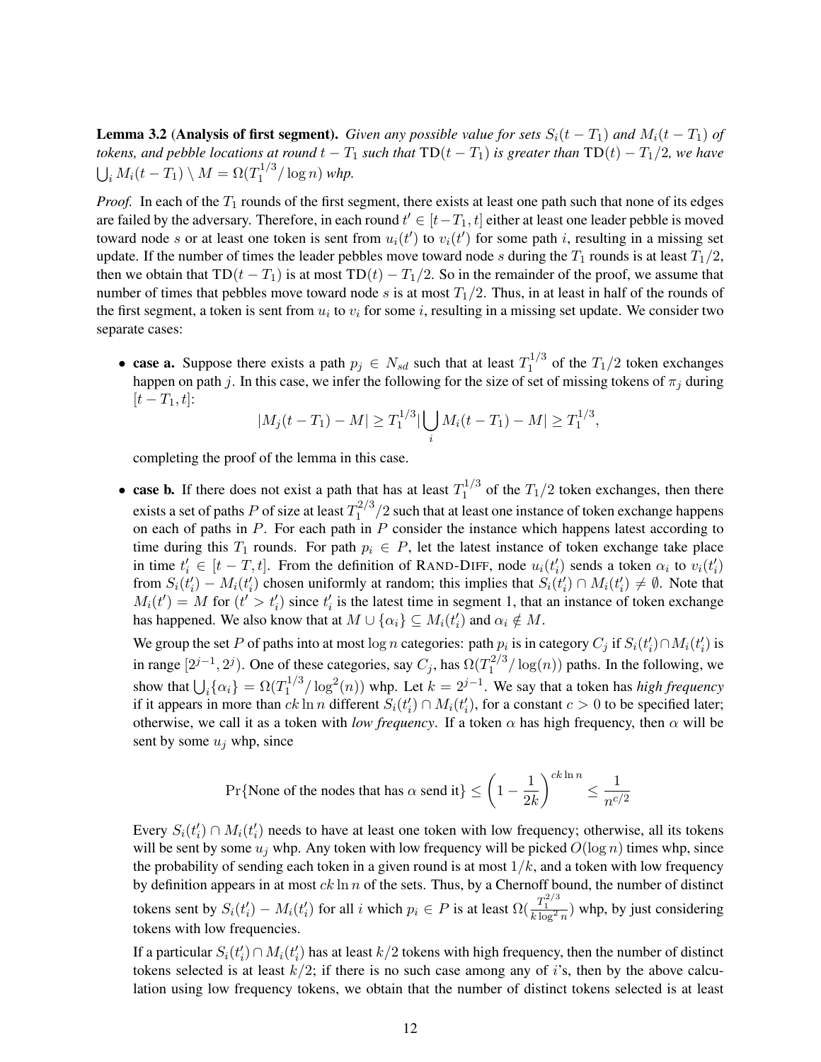**Lemma 3.2** (**Analysis of first segment**)**.** *Given any possible value for sets $S_i(t-T_1)$ and $M_i(t-T_1)$ of tokens, and pebble locations at round $t-T_1$ such that $\mathrm{TD}(t-T_1)$ is greater than $\mathrm{TD}(t) - T_1/2$, we have $\bigcup_i M_i(t-T_1) \setminus M = \Omega(T_1^{1/3}/\log n)$ whp.*

*Proof.* In each of the $T_1$ rounds of the first segment, there exists at least one path such that none of its edges are failed by the adversary. Therefore, in each round $t' \in [t-T_1, t]$ either at least one leader pebble is moved toward node $s$ or at least one token is sent from $u_i(t')$ to $v_i(t')$ for some path $i$, resulting in a missing set update. If the number of times the leader pebbles move toward node $s$ during the $T_1$ rounds is at least $T_1/2$, then we obtain that $\mathrm{TD}(t-T_1)$ is at most $\mathrm{TD}(t) - T_1/2$. So in the remainder of the proof, we assume that number of times that pebbles move toward node $s$ is at most $T_1/2$. Thus, in at least in half of the rounds of the first segment, a token is sent from $u_i$ to $v_i$ for some $i$, resulting in a missing set update. We consider two separate cases:

- **case a.** Suppose there exists a path $p_j \in N_{sd}$ such that at least $T_1^{1/3}$ of the $T_1/2$ token exchanges happen on path $j$. In this case, we infer the following for the size of set of missing tokens of $\pi_j$ during $[t-T_1, t]$:
$$|M_j(t-T_1) - M| \geq T_1^{1/3} | \bigcup_i M_i(t-T_1) - M| \geq T_1^{1/3},$$
completing the proof of the lemma in this case.

- **case b.** If there does not exist a path that has at least $T_1^{1/3}$ of the $T_1/2$ token exchanges, then there exists a set of paths $P$ of size at least $T_1^{2/3}/2$ such that at least one instance of token exchange happens on each of paths in $P$. For each path in $P$ consider the instance which happens latest according to time during this $T_1$ rounds. For path $p_i \in P$, let the latest instance of token exchange take place in time $t'_i \in [t-T, t]$. From the definition of RAND-DIFF, node $u_i(t'_i)$ sends a token $\alpha_i$ to $v_i(t'_i)$ from $S_i(t'_i) - M_i(t'_i)$ chosen uniformly at random; this implies that $S_i(t'_i) \cap M_i(t'_i) \neq \emptyset$. Note that $M_i(t') = M$ for $(t' > t'_i)$ since $t'_i$ is the latest time in segment 1, that an instance of token exchange has happened. We also know that at $M \cup \{\alpha_i\} \subseteq M_i(t'_i)$ and $\alpha_i \notin M$.

  We group the set $P$ of paths into at most $\log n$ categories: path $p_i$ is in category $C_j$ if $S_i(t'_i) \cap M_i(t'_i)$ is in range $[2^{j-1}, 2^j)$. One of these categories, say $C_j$, has $\Omega(T_1^{2/3}/\log(n))$ paths. In the following, we show that $\bigcup_i \{\alpha_i\} = \Omega(T_1^{1/3}/\log^2(n))$ whp. Let $k = 2^{j-1}$. We say that a token has *high frequency* if it appears in more than $ck\ln n$ different $S_i(t'_i) \cap M_i(t'_i)$, for a constant $c > 0$ to be specified later; otherwise, we call it as a token with *low frequency*. If a token $\alpha$ has high frequency, then $\alpha$ will be sent by some $u_j$ whp, since
$$\Pr\{\text{None of the nodes that has } \alpha \text{ send it}\} \leq \left(1 - \frac{1}{2k}\right)^{ck\ln n} \leq \frac{1}{n^{c/2}}$$
  Every $S_i(t'_i) \cap M_i(t'_i)$ needs to have at least one token with low frequency; otherwise, all its tokens will be sent by some $u_j$ whp. Any token with low frequency will be picked $O(\log n)$ times whp, since the probability of sending each token in a given round is at most $1/k$, and a token with low frequency by definition appears in at most $ck\ln n$ of the sets. Thus, by a Chernoff bound, the number of distinct tokens sent by $S_i(t'_i) - M_i(t'_i)$ for all $i$ which $p_i \in P$ is at least $\Omega(\frac{T_1^{2/3}}{k\log^2 n})$ whp, by just considering tokens with low frequencies.

  If a particular $S_i(t'_i) \cap M_i(t'_i)$ has at least $k/2$ tokens with high frequency, then the number of distinct tokens selected is at least $k/2$; if there is no such case among any of $i$'s, then by the above calculation using low frequency tokens, we obtain that the number of distinct tokens selected is at least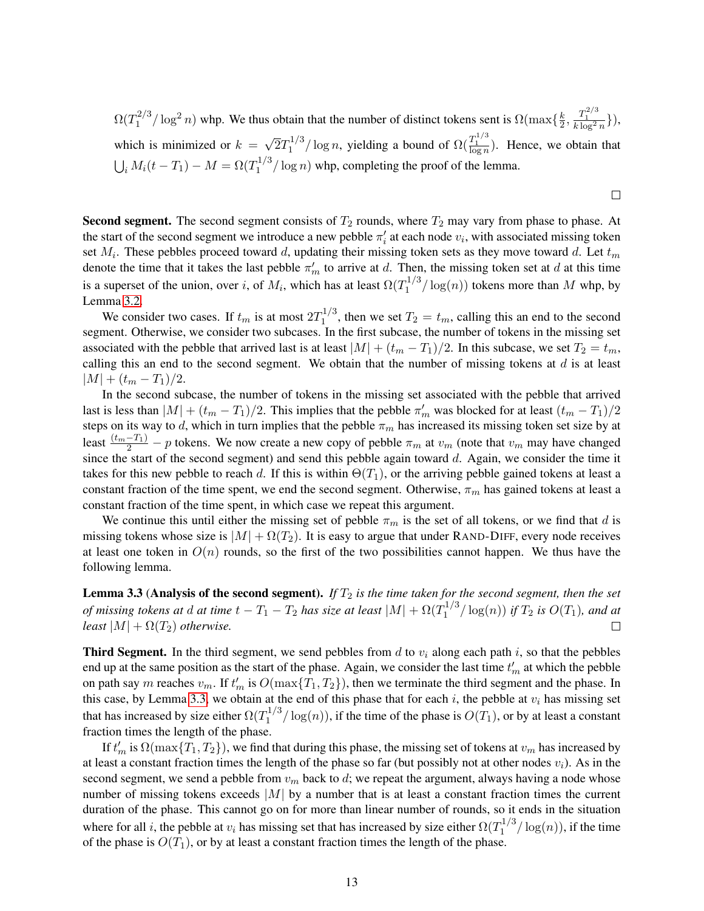$\Omega(T_1^{2/3}/\log^2 n)$ whp. We thus obtain that the number of distinct tokens sent is $\Omega(\max\{\frac{k}{2}, \frac{T_1^{2/3}}{k\log^2 n}\})$, which is minimized or $k = \sqrt{2}T_1^{1/3}/\log n$, yielding a bound of $\Omega(\frac{T_1^{1/3}}{\log n})$. Hence, we obtain that $\bigcup_i M_i(t - T_1) - M = \Omega(T_1^{1/3}/\log n)$ whp, completing the proof of the lemma.

□

**Second segment.** The second segment consists of $T_2$ rounds, where $T_2$ may vary from phase to phase. At the start of the second segment we introduce a new pebble $\pi'_i$ at each node $v_i$, with associated missing token set $M_i$. These pebbles proceed toward $d$, updating their missing token sets as they move toward $d$. Let $t_m$ denote the time that it takes the last pebble $\pi'_m$ to arrive at $d$. Then, the missing token set at $d$ at this time is a superset of the union, over $i$, of $M_i$, which has at least $\Omega(T_1^{1/3}/\log(n))$ tokens more than $M$ whp, by Lemma 3.2.

We consider two cases. If $t_m$ is at most $2T_1^{1/3}$, then we set $T_2 = t_m$, calling this an end to the second segment. Otherwise, we consider two subcases. In the first subcase, the number of tokens in the missing set associated with the pebble that arrived last is at least $|M| + (t_m - T_1)/2$. In this subcase, we set $T_2 = t_m$, calling this an end to the second segment. We obtain that the number of missing tokens at $d$ is at least $|M| + (t_m - T_1)/2$.

In the second subcase, the number of tokens in the missing set associated with the pebble that arrived last is less than $|M| + (t_m - T_1)/2$. This implies that the pebble $\pi'_m$ was blocked for at least $(t_m - T_1)/2$ steps on its way to $d$, which in turn implies that the pebble $\pi_m$ has increased its missing token set size by at least $\frac{(t_m - T_1)}{2} - p$ tokens. We now create a new copy of pebble $\pi_m$ at $v_m$ (note that $v_m$ may have changed since the start of the second segment) and send this pebble again toward $d$. Again, we consider the time it takes for this new pebble to reach $d$. If this is within $\Theta(T_1)$, or the arriving pebble gained tokens at least a constant fraction of the time spent, we end the second segment. Otherwise, $\pi_m$ has gained tokens at least a constant fraction of the time spent, in which case we repeat this argument.

We continue this until either the missing set of pebble $\pi_m$ is the set of all tokens, or we find that $d$ is missing tokens whose size is $|M| + \Omega(T_2)$. It is easy to argue that under RAND-DIFF, every node receives at least one token in $O(n)$ rounds, so the first of the two possibilities cannot happen. We thus have the following lemma.

**Lemma 3.3** (**Analysis of the second segment**). *If $T_2$ is the time taken for the second segment, then the set of missing tokens at $d$ at time $t - T_1 - T_2$ has size at least $|M| + \Omega(T_1^{1/3}/\log(n))$ if $T_2$ is $O(T_1)$, and at least $|M| + \Omega(T_2)$ otherwise.* □

**Third Segment.** In the third segment, we send pebbles from $d$ to $v_i$ along each path $i$, so that the pebbles end up at the same position as the start of the phase. Again, we consider the last time $t'_m$ at which the pebble on path say $m$ reaches $v_m$. If $t'_m$ is $O(\max\{T_1, T_2\})$, then we terminate the third segment and the phase. In this case, by Lemma 3.3, we obtain at the end of this phase that for each $i$, the pebble at $v_i$ has missing set that has increased by size either $\Omega(T_1^{1/3}/\log(n))$, if the time of the phase is $O(T_1)$, or by at least a constant fraction times the length of the phase.

If $t'_m$ is $\Omega(\max\{T_1, T_2\})$, we find that during this phase, the missing set of tokens at $v_m$ has increased by at least a constant fraction times the length of the phase so far (but possibly not at other nodes $v_i$). As in the second segment, we send a pebble from $v_m$ back to $d$; we repeat the argument, always having a node whose number of missing tokens exceeds $|M|$ by a number that is at least a constant fraction times the current duration of the phase. This cannot go on for more than linear number of rounds, so it ends in the situation where for all $i$, the pebble at $v_i$ has missing set that has increased by size either $\Omega(T_1^{1/3}/\log(n))$, if the time of the phase is $O(T_1)$, or by at least a constant fraction times the length of the phase.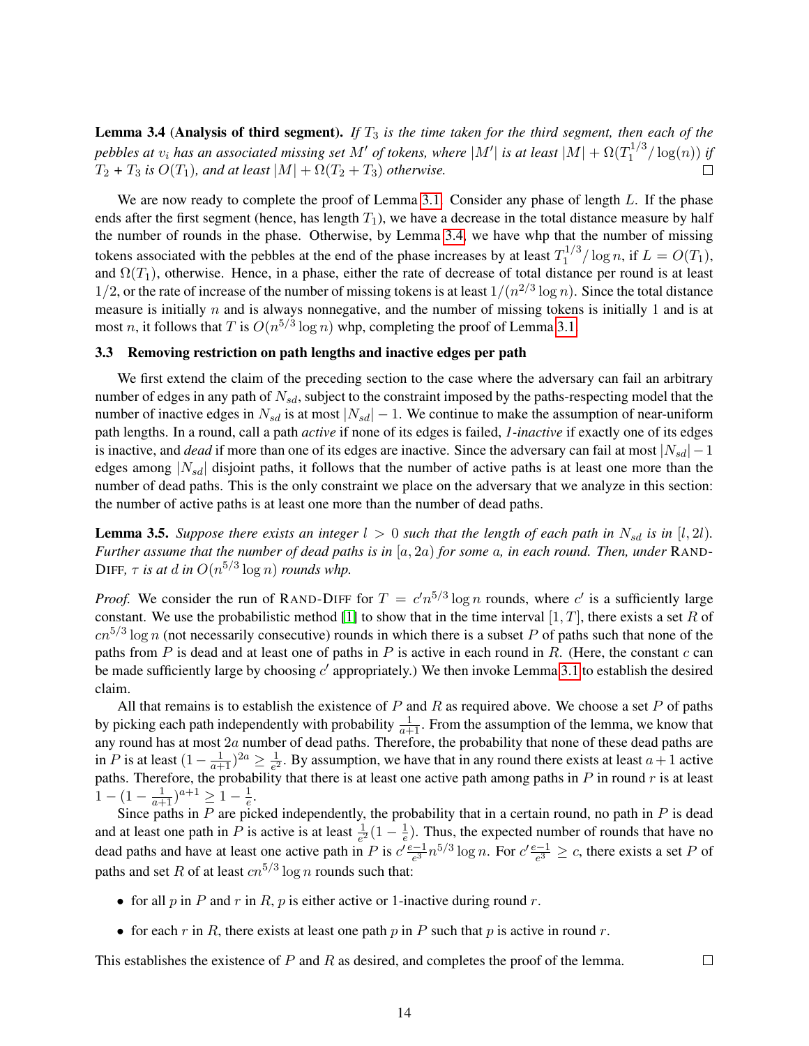**Lemma 3.4** (**Analysis of third segment**)**.** *If $T_3$ is the time taken for the third segment, then each of the pebbles at $v_i$ has an associated missing set $M'$ of tokens, where $|M'|$ is at least $|M| + \Omega(T_1^{1/3}/\log(n))$ if $T_2 + T_3$ is $O(T_1)$, and at least $|M| + \Omega(T_2 + T_3)$ otherwise.* □

We are now ready to complete the proof of Lemma 3.1. Consider any phase of length $L$. If the phase ends after the first segment (hence, has length $T_1$), we have a decrease in the total distance measure by half the number of rounds in the phase. Otherwise, by Lemma 3.4, we have whp that the number of missing tokens associated with the pebbles at the end of the phase increases by at least $T_1^{1/3}/\log n$, if $L = O(T_1)$, and $\Omega(T_1)$, otherwise. Hence, in a phase, either the rate of decrease of total distance per round is at least $1/2$, or the rate of increase of the number of missing tokens is at least $1/(n^{2/3}\log n)$. Since the total distance measure is initially $n$ and is always nonnegative, and the number of missing tokens is initially 1 and is at most $n$, it follows that $T$ is $O(n^{5/3}\log n)$ whp, completing the proof of Lemma 3.1.

### 3.3 Removing restriction on path lengths and inactive edges per path

We first extend the claim of the preceding section to the case where the adversary can fail an arbitrary number of edges in any path of $N_{sd}$, subject to the constraint imposed by the paths-respecting model that the number of inactive edges in $N_{sd}$ is at most $|N_{sd}| - 1$. We continue to make the assumption of near-uniform path lengths. In a round, call a path *active* if none of its edges is failed, *1-inactive* if exactly one of its edges is inactive, and *dead* if more than one of its edges are inactive. Since the adversary can fail at most $|N_{sd}| - 1$ edges among $|N_{sd}|$ disjoint paths, it follows that the number of active paths is at least one more than the number of dead paths. This is the only constraint we place on the adversary that we analyze in this section: the number of active paths is at least one more than the number of dead paths.

**Lemma 3.5.** *Suppose there exists an integer $l > 0$ such that the length of each path in $N_{sd}$ is in $[l, 2l)$. Further assume that the number of dead paths is in $[a, 2a)$ for some $a$, in each round. Then, under* RAND-DIFF*, $\tau$ is at $d$ in $O(n^{5/3}\log n)$ rounds whp.*

*Proof.* We consider the run of RAND-DIFF for $T = c'n^{5/3}\log n$ rounds, where $c'$ is a sufficiently large constant. We use the probabilistic method [1] to show that in the time interval $[1, T]$, there exists a set $R$ of $cn^{5/3}\log n$ (not necessarily consecutive) rounds in which there is a subset $P$ of paths such that none of the paths from $P$ is dead and at least one of paths in $P$ is active in each round in $R$. (Here, the constant $c$ can be made sufficiently large by choosing $c'$ appropriately.) We then invoke Lemma 3.1 to establish the desired claim.

All that remains is to establish the existence of $P$ and $R$ as required above. We choose a set $P$ of paths by picking each path independently with probability $\frac{1}{a+1}$. From the assumption of the lemma, we know that any round has at most $2a$ number of dead paths. Therefore, the probability that none of these dead paths are in $P$ is at least $(1 - \frac{1}{a+1})^{2a} \geq \frac{1}{e^2}$. By assumption, we have that in any round there exists at least $a+1$ active paths. Therefore, the probability that there is at least one active path among paths in $P$ in round $r$ is at least $1 - (1 - \frac{1}{a+1})^{a+1} \geq 1 - \frac{1}{e}$.

Since paths in $P$ are picked independently, the probability that in a certain round, no path in $P$ is dead and at least one path in $P$ is active is at least $\frac{1}{e^2}(1 - \frac{1}{e})$. Thus, the expected number of rounds that have no dead paths and have at least one active path in $P$ is $c'\frac{e-1}{e^3}n^{5/3}\log n$. For $c'\frac{e-1}{e^3} \geq c$, there exists a set $P$ of paths and set $R$ of at least $cn^{5/3}\log n$ rounds such that:

- for all $p$ in $P$ and $r$ in $R$, $p$ is either active or 1-inactive during round $r$.
- for each $r$ in $R$, there exists at least one path $p$ in $P$ such that $p$ is active in round $r$.

This establishes the existence of $P$ and $R$ as desired, and completes the proof of the lemma. □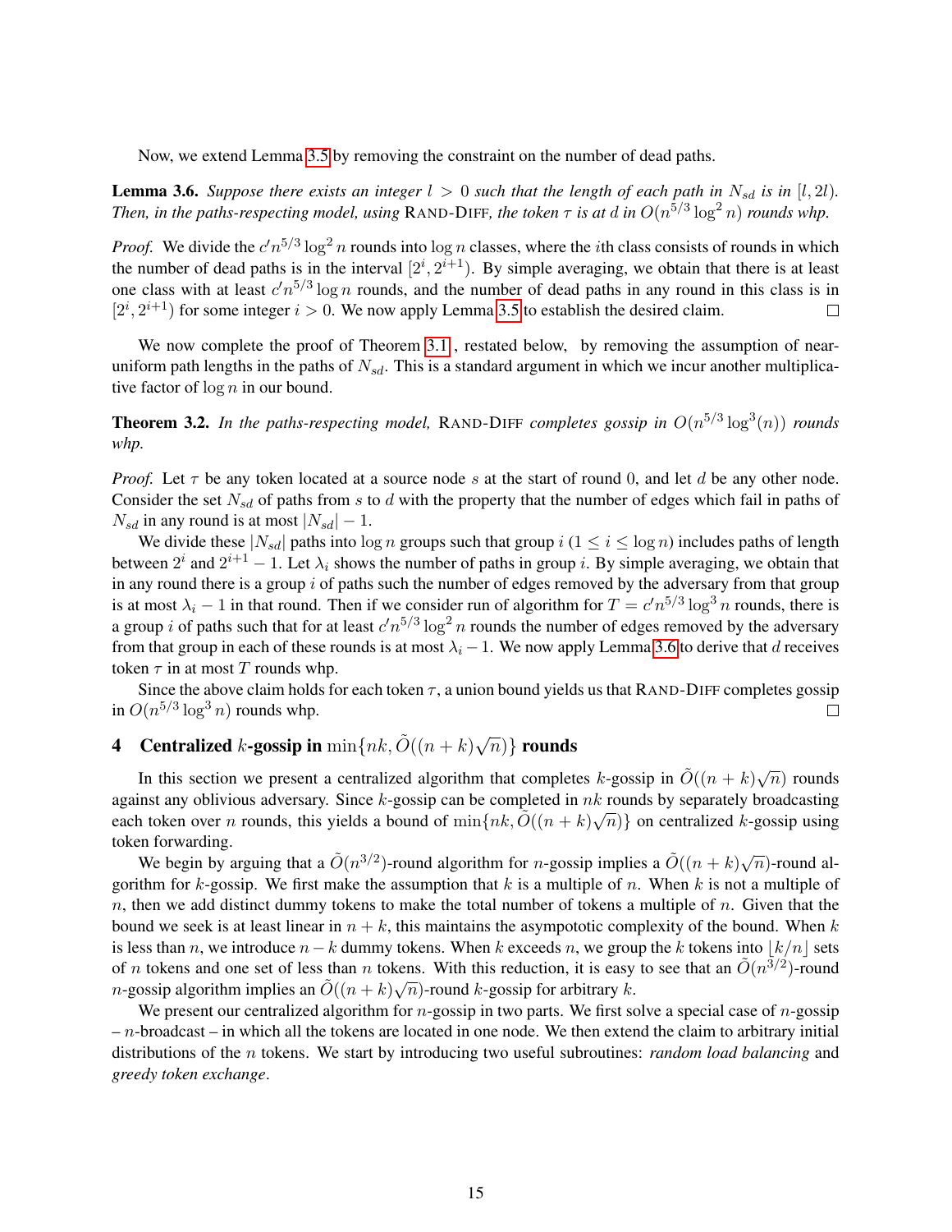Now, we extend Lemma 3.5 by removing the constraint on the number of dead paths.

**Lemma 3.6.** *Suppose there exists an integer $l > 0$ such that the length of each path in $N_{sd}$ is in $[l, 2l)$. Then, in the paths-respecting model, using* RAND-DIFF*, the token $\tau$ is at $d$ in $O(n^{5/3}\log^2 n)$ rounds whp.*

*Proof.* We divide the $c' n^{5/3}\log^2 n$ rounds into $\log n$ classes, where the $i$th class consists of rounds in which the number of dead paths is in the interval $[2^i, 2^{i+1})$. By simple averaging, we obtain that there is at least one class with at least $c' n^{5/3}\log n$ rounds, and the number of dead paths in any round in this class is in $[2^i, 2^{i+1})$ for some integer $i > 0$. We now apply Lemma 3.5 to establish the desired claim. □

We now complete the proof of Theorem 3.1 , restated below, by removing the assumption of near-uniform path lengths in the paths of $N_{sd}$. This is a standard argument in which we incur another multiplicative factor of $\log n$ in our bound.

**Theorem 3.2.** *In the paths-respecting model,* RAND-DIFF *completes gossip in $O(n^{5/3}\log^3(n))$ rounds whp.*

*Proof.* Let $\tau$ be any token located at a source node $s$ at the start of round 0, and let $d$ be any other node. Consider the set $N_{sd}$ of paths from $s$ to $d$ with the property that the number of edges which fail in paths of $N_{sd}$ in any round is at most $|N_{sd}| - 1$.

We divide these $|N_{sd}|$ paths into $\log n$ groups such that group $i$ ($1 \le i \le \log n$) includes paths of length between $2^i$ and $2^{i+1} - 1$. Let $\lambda_i$ shows the number of paths in group $i$. By simple averaging, we obtain that in any round there is a group $i$ of paths such the number of edges removed by the adversary from that group is at most $\lambda_i - 1$ in that round. Then if we consider run of algorithm for $T = c' n^{5/3}\log^3 n$ rounds, there is a group $i$ of paths such that for at least $c' n^{5/3}\log^2 n$ rounds the number of edges removed by the adversary from that group in each of these rounds is at most $\lambda_i - 1$. We now apply Lemma 3.6 to derive that $d$ receives token $\tau$ in at most $T$ rounds whp.

Since the above claim holds for each token $\tau$, a union bound yields us that RAND-DIFF completes gossip in $O(n^{5/3}\log^3 n)$ rounds whp. □

## 4 Centralized $k$-gossip in $\min\{nk, \tilde{O}((n+k)\sqrt{n})\}$ rounds

In this section we present a centralized algorithm that completes $k$-gossip in $\tilde{O}((n+k)\sqrt{n})$ rounds against any oblivious adversary. Since $k$-gossip can be completed in $nk$ rounds by separately broadcasting each token over $n$ rounds, this yields a bound of $\min\{nk, \tilde{O}((n+k)\sqrt{n})\}$ on centralized $k$-gossip using token forwarding.

We begin by arguing that a $\tilde{O}(n^{3/2})$-round algorithm for $n$-gossip implies a $\tilde{O}((n+k)\sqrt{n})$-round algorithm for $k$-gossip. We first make the assumption that $k$ is a multiple of $n$. When $k$ is not a multiple of $n$, then we add distinct dummy tokens to make the total number of tokens a multiple of $n$. Given that the bound we seek is at least linear in $n + k$, this maintains the asympototic complexity of the bound. When $k$ is less than $n$, we introduce $n - k$ dummy tokens. When $k$ exceeds $n$, we group the $k$ tokens into $\lfloor k/n \rfloor$ sets of $n$ tokens and one set of less than $n$ tokens. With this reduction, it is easy to see that an $\tilde{O}(n^{3/2})$-round $n$-gossip algorithm implies an $\tilde{O}((n+k)\sqrt{n})$-round $k$-gossip for arbitrary $k$.

We present our centralized algorithm for $n$-gossip in two parts. We first solve a special case of $n$-gossip – $n$-broadcast – in which all the tokens are located in one node. We then extend the claim to arbitrary initial distributions of the $n$ tokens. We start by introducing two useful subroutines: *random load balancing* and *greedy token exchange*.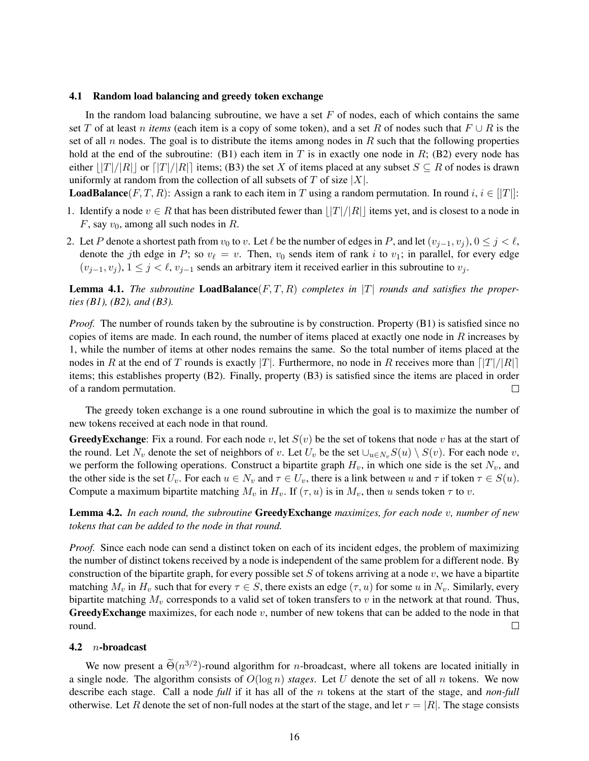### 4.1 Random load balancing and greedy token exchange

In the random load balancing subroutine, we have a set $F$ of nodes, each of which contains the same set $T$ of at least $n$ *items* (each item is a copy of some token), and a set $R$ of nodes such that $F \cup R$ is the set of all $n$ nodes. The goal is to distribute the items among nodes in $R$ such that the following properties hold at the end of the subroutine: (B1) each item in $T$ is in exactly one node in $R$; (B2) every node has either $\lfloor |T|/|R| \rfloor$ or $\lceil |T|/|R| \rceil$ items; (B3) the set $X$ of items placed at any subset $S \subseteq R$ of nodes is drawn uniformly at random from the collection of all subsets of $T$ of size $|X|$.

**LoadBalance**$(F, T, R)$: Assign a rank to each item in $T$ using a random permutation. In round $i$, $i \in [|T|]$:

1. Identify a node $v \in R$ that has been distributed fewer than $\lfloor |T|/|R| \rfloor$ items yet, and is closest to a node in $F$, say $v_0$, among all such nodes in $R$.
2. Let $P$ denote a shortest path from $v_0$ to $v$. Let $\ell$ be the number of edges in $P$, and let $(v_{j-1}, v_j)$, $0 \le j < \ell$, denote the $j$th edge in $P$; so $v_\ell = v$. Then, $v_0$ sends item of rank $i$ to $v_1$; in parallel, for every edge $(v_{j-1}, v_j)$, $1 \le j < \ell$, $v_{j-1}$ sends an arbitrary item it received earlier in this subroutine to $v_j$.

**Lemma 4.1.** *The subroutine* **LoadBalance**$(F, T, R)$ *completes in* $|T|$ *rounds and satisfies the properties (B1), (B2), and (B3).*

*Proof.* The number of rounds taken by the subroutine is by construction. Property (B1) is satisfied since no copies of items are made. In each round, the number of items placed at exactly one node in $R$ increases by 1, while the number of items at other nodes remains the same. So the total number of items placed at the nodes in $R$ at the end of $T$ rounds is exactly $|T|$. Furthermore, no node in $R$ receives more than $\lceil |T|/|R| \rceil$ items; this establishes property (B2). Finally, property (B3) is satisfied since the items are placed in order of a random permutation. □

The greedy token exchange is a one round subroutine in which the goal is to maximize the number of new tokens received at each node in that round.

**GreedyExchange**: Fix a round. For each node $v$, let $S(v)$ be the set of tokens that node $v$ has at the start of the round. Let $N_v$ denote the set of neighbors of $v$. Let $U_v$ be the set $\cup_{u \in N_v} S(u) \setminus S(v)$. For each node $v$, we perform the following operations. Construct a bipartite graph $H_v$, in which one side is the set $N_v$, and the other side is the set $U_v$. For each $u \in N_v$ and $\tau \in U_v$, there is a link between $u$ and $\tau$ if token $\tau \in S(u)$. Compute a maximum bipartite matching $M_v$ in $H_v$. If $(\tau, u)$ is in $M_v$, then $u$ sends token $\tau$ to $v$.

**Lemma 4.2.** *In each round, the subroutine* **GreedyExchange** *maximizes, for each node $v$, number of new tokens that can be added to the node in that round.*

*Proof.* Since each node can send a distinct token on each of its incident edges, the problem of maximizing the number of distinct tokens received by a node is independent of the same problem for a different node. By construction of the bipartite graph, for every possible set $S$ of tokens arriving at a node $v$, we have a bipartite matching $M_v$ in $H_v$ such that for every $\tau \in S$, there exists an edge $(\tau, u)$ for some $u$ in $N_v$. Similarly, every bipartite matching $M_v$ corresponds to a valid set of token transfers to $v$ in the network at that round. Thus, **GreedyExchange** maximizes, for each node $v$, number of new tokens that can be added to the node in that round. □

### 4.2 $n$-broadcast

We now present a $\widetilde{\Theta}(n^{3/2})$-round algorithm for $n$-broadcast, where all tokens are located initially in a single node. The algorithm consists of $O(\log n)$ *stages*. Let $U$ denote the set of all $n$ tokens. We now describe each stage. Call a node *full* if it has all of the $n$ tokens at the start of the stage, and *non-full* otherwise. Let $R$ denote the set of non-full nodes at the start of the stage, and let $r = |R|$. The stage consists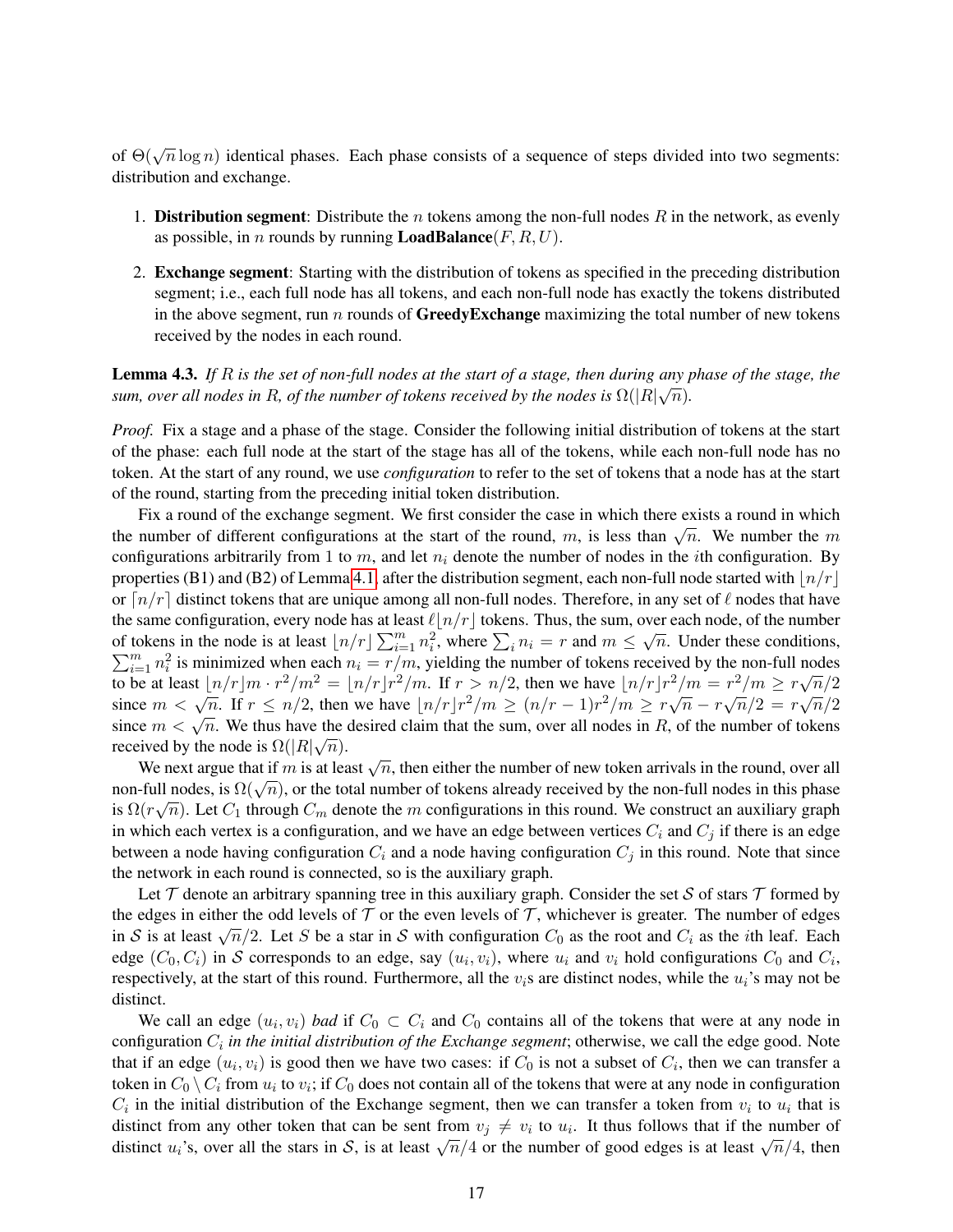of $\Theta(\sqrt{n}\log n)$ identical phases. Each phase consists of a sequence of steps divided into two segments: distribution and exchange.

1. **Distribution segment**: Distribute the $n$ tokens among the non-full nodes $R$ in the network, as evenly as possible, in $n$ rounds by running **LoadBalance**$(F, R, U)$.
2. **Exchange segment**: Starting with the distribution of tokens as specified in the preceding distribution segment; i.e., each full node has all tokens, and each non-full node has exactly the tokens distributed in the above segment, run $n$ rounds of **GreedyExchange** maximizing the total number of new tokens received by the nodes in each round.

**Lemma 4.3.** *If $R$ is the set of non-full nodes at the start of a stage, then during any phase of the stage, the sum, over all nodes in $R$, of the number of tokens received by the nodes is $\Omega(|R|\sqrt{n})$.*

*Proof.* Fix a stage and a phase of the stage. Consider the following initial distribution of tokens at the start of the phase: each full node at the start of the stage has all of the tokens, while each non-full node has no token. At the start of any round, we use *configuration* to refer to the set of tokens that a node has at the start of the round, starting from the preceding initial token distribution.

Fix a round of the exchange segment. We first consider the case in which there exists a round in which the number of different configurations at the start of the round, $m$, is less than $\sqrt{n}$. We number the $m$ configurations arbitrarily from 1 to $m$, and let $n_i$ denote the number of nodes in the $i$th configuration. By properties (B1) and (B2) of Lemma 4.1, after the distribution segment, each non-full node started with $\lfloor n/r \rfloor$ or $\lceil n/r \rceil$ distinct tokens that are unique among all non-full nodes. Therefore, in any set of $\ell$ nodes that have the same configuration, every node has at least $\ell \lfloor n/r \rfloor$ tokens. Thus, the sum, over each node, of the number of tokens in the node is at least $\lfloor n/r \rfloor \sum_{i=1}^{m} n_i^2$, where $\sum_i n_i = r$ and $m \leq \sqrt{n}$. Under these conditions, $\sum_{i=1}^{m} n_i^2$ is minimized when each $n_i = r/m$, yielding the number of tokens received by the non-full nodes to be at least $\lfloor n/r \rfloor m \cdot r^2/m^2 = \lfloor n/r \rfloor r^2/m$. If $r > n/2$, then we have $\lfloor n/r \rfloor r^2/m = r^2/m \geq r\sqrt{n}/2$ since $m < \sqrt{n}$. If $r \leq n/2$, then we have $\lfloor n/r \rfloor r^2/m \geq (n/r - 1)r^2/m \geq r\sqrt{n} - r\sqrt{n}/2 = r\sqrt{n}/2$ since $m < \sqrt{n}$. We thus have the desired claim that the sum, over all nodes in $R$, of the number of tokens received by the node is $\Omega(|R|\sqrt{n})$.

We next argue that if $m$ is at least $\sqrt{n}$, then either the number of new token arrivals in the round, over all non-full nodes, is $\Omega(\sqrt{n})$, or the total number of tokens already received by the non-full nodes in this phase is $\Omega(r\sqrt{n})$. Let $C_1$ through $C_m$ denote the $m$ configurations in this round. We construct an auxiliary graph in which each vertex is a configuration, and we have an edge between vertices $C_i$ and $C_j$ if there is an edge between a node having configuration $C_i$ and a node having configuration $C_j$ in this round. Note that since the network in each round is connected, so is the auxiliary graph.

Let $\mathcal{T}$ denote an arbitrary spanning tree in this auxiliary graph. Consider the set $\mathcal{S}$ of stars $\mathcal{T}$ formed by the edges in either the odd levels of $\mathcal{T}$ or the even levels of $\mathcal{T}$, whichever is greater. The number of edges in $\mathcal{S}$ is at least $\sqrt{n}/2$. Let $S$ be a star in $\mathcal{S}$ with configuration $C_0$ as the root and $C_i$ as the $i$th leaf. Each edge $(C_0, C_i)$ in $\mathcal{S}$ corresponds to an edge, say $(u_i, v_i)$, where $u_i$ and $v_i$ hold configurations $C_0$ and $C_i$, respectively, at the start of this round. Furthermore, all the $v_i$s are distinct nodes, while the $u_i$'s may not be distinct.

We call an edge $(u_i, v_i)$ *bad* if $C_0 \subset C_i$ and $C_0$ contains all of the tokens that were at any node in configuration $C_i$ *in the initial distribution of the Exchange segment*; otherwise, we call the edge good. Note that if an edge $(u_i, v_i)$ is good then we have two cases: if $C_0$ is not a subset of $C_i$, then we can transfer a token in $C_0 \setminus C_i$ from $u_i$ to $v_i$; if $C_0$ does not contain all of the tokens that were at any node in configuration $C_i$ in the initial distribution of the Exchange segment, then we can transfer a token from $v_i$ to $u_i$ that is distinct from any other token that can be sent from $v_j \neq v_i$ to $u_i$. It thus follows that if the number of distinct $u_i$'s, over all the stars in $\mathcal{S}$, is at least $\sqrt{n}/4$ or the number of good edges is at least $\sqrt{n}/4$, then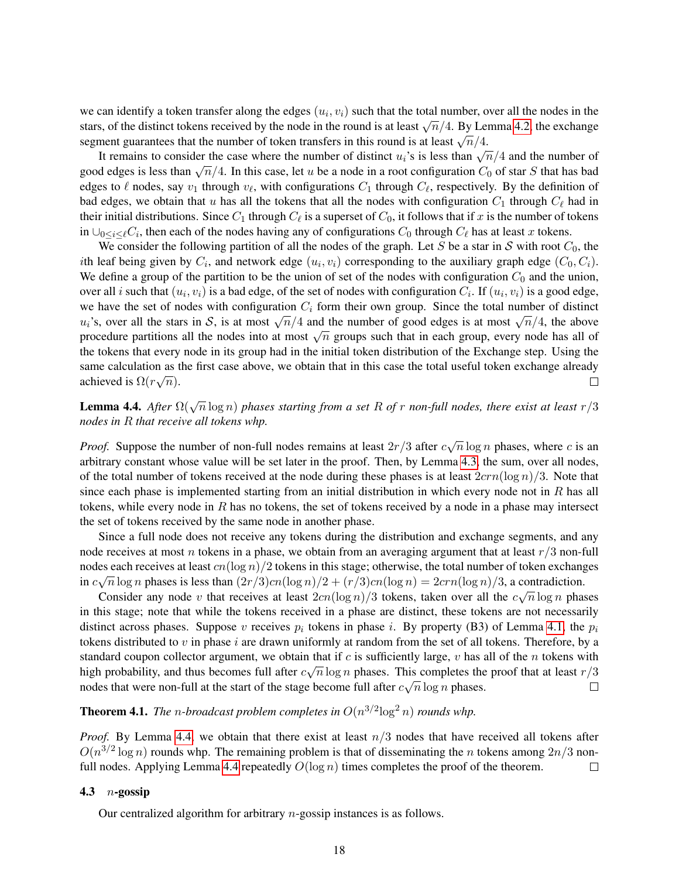we can identify a token transfer along the edges $(u_i, v_i)$ such that the total number, over all the nodes in the stars, of the distinct tokens received by the node in the round is at least $\sqrt{n}/4$. By Lemma 4.2, the exchange segment guarantees that the number of token transfers in this round is at least $\sqrt{n}/4$.

It remains to consider the case where the number of distinct $u_i$'s is less than $\sqrt{n}/4$ and the number of good edges is less than $\sqrt{n}/4$. In this case, let $u$ be a node in a root configuration $C_0$ of star $S$ that has bad edges to $\ell$ nodes, say $v_1$ through $v_\ell$, with configurations $C_1$ through $C_\ell$, respectively. By the definition of bad edges, we obtain that $u$ has all the tokens that all the nodes with configuration $C_1$ through $C_\ell$ had in their initial distributions. Since $C_1$ through $C_\ell$ is a superset of $C_0$, it follows that if $x$ is the number of tokens in $\cup_{0 \le i \le \ell} C_i$, then each of the nodes having any of configurations $C_0$ through $C_\ell$ has at least $x$ tokens.

We consider the following partition of all the nodes of the graph. Let $S$ be a star in $\mathcal{S}$ with root $C_0$, the $i$th leaf being given by $C_i$, and network edge $(u_i, v_i)$ corresponding to the auxiliary graph edge $(C_0, C_i)$. We define a group of the partition to be the union of set of the nodes with configuration $C_0$ and the union, over all $i$ such that $(u_i, v_i)$ is a bad edge, of the set of nodes with configuration $C_i$. If $(u_i, v_i)$ is a good edge, we have the set of nodes with configuration $C_i$ form their own group. Since the total number of distinct $u_i$'s, over all the stars in $\mathcal{S}$, is at most $\sqrt{n}/4$ and the number of good edges is at most $\sqrt{n}/4$, the above procedure partitions all the nodes into at most $\sqrt{n}$ groups such that in each group, every node has all of the tokens that every node in its group had in the initial token distribution of the Exchange step. Using the same calculation as the first case above, we obtain that in this case the total useful token exchange already achieved is $\Omega(r\sqrt{n})$. □

**Lemma 4.4.** *After $\Omega(\sqrt{n}\log n)$ phases starting from a set $R$ of $r$ non-full nodes, there exist at least $r/3$ nodes in $R$ that receive all tokens whp.*

*Proof.* Suppose the number of non-full nodes remains at least $2r/3$ after $c\sqrt{n}\log n$ phases, where $c$ is an arbitrary constant whose value will be set later in the proof. Then, by Lemma 4.3, the sum, over all nodes, of the total number of tokens received at the node during these phases is at least $2crn(\log n)/3$. Note that since each phase is implemented starting from an initial distribution in which every node not in $R$ has all tokens, while every node in $R$ has no tokens, the set of tokens received by a node in a phase may intersect the set of tokens received by the same node in another phase.

Since a full node does not receive any tokens during the distribution and exchange segments, and any node receives at most $n$ tokens in a phase, we obtain from an averaging argument that at least $r/3$ non-full nodes each receives at least $cn(\log n)/2$ tokens in this stage; otherwise, the total number of token exchanges in $c\sqrt{n}\log n$ phases is less than $(2r/3)cn(\log n)/2 + (r/3)cn(\log n) = 2crn(\log n)/3$, a contradiction.

Consider any node $v$ that receives at least $2cn(\log n)/3$ tokens, taken over all the $c\sqrt{n}\log n$ phases in this stage; note that while the tokens received in a phase are distinct, these tokens are not necessarily distinct across phases. Suppose $v$ receives $p_i$ tokens in phase $i$. By property (B3) of Lemma 4.1, the $p_i$ tokens distributed to $v$ in phase $i$ are drawn uniformly at random from the set of all tokens. Therefore, by a standard coupon collector argument, we obtain that if $c$ is sufficiently large, $v$ has all of the $n$ tokens with high probability, and thus becomes full after $c\sqrt{n}\log n$ phases. This completes the proof that at least $r/3$ nodes that were non-full at the start of the stage become full after $c\sqrt{n}\log n$ phases. □

**Theorem 4.1.** *The $n$-broadcast problem completes in $O(n^{3/2}\log^2 n)$ rounds whp.*

*Proof.* By Lemma 4.4, we obtain that there exist at least $n/3$ nodes that have received all tokens after $O(n^{3/2}\log n)$ rounds whp. The remaining problem is that of disseminating the $n$ tokens among $2n/3$ non-full nodes. Applying Lemma 4.4 repeatedly $O(\log n)$ times completes the proof of the theorem. □

### 4.3 $n$-gossip

Our centralized algorithm for arbitrary $n$-gossip instances is as follows.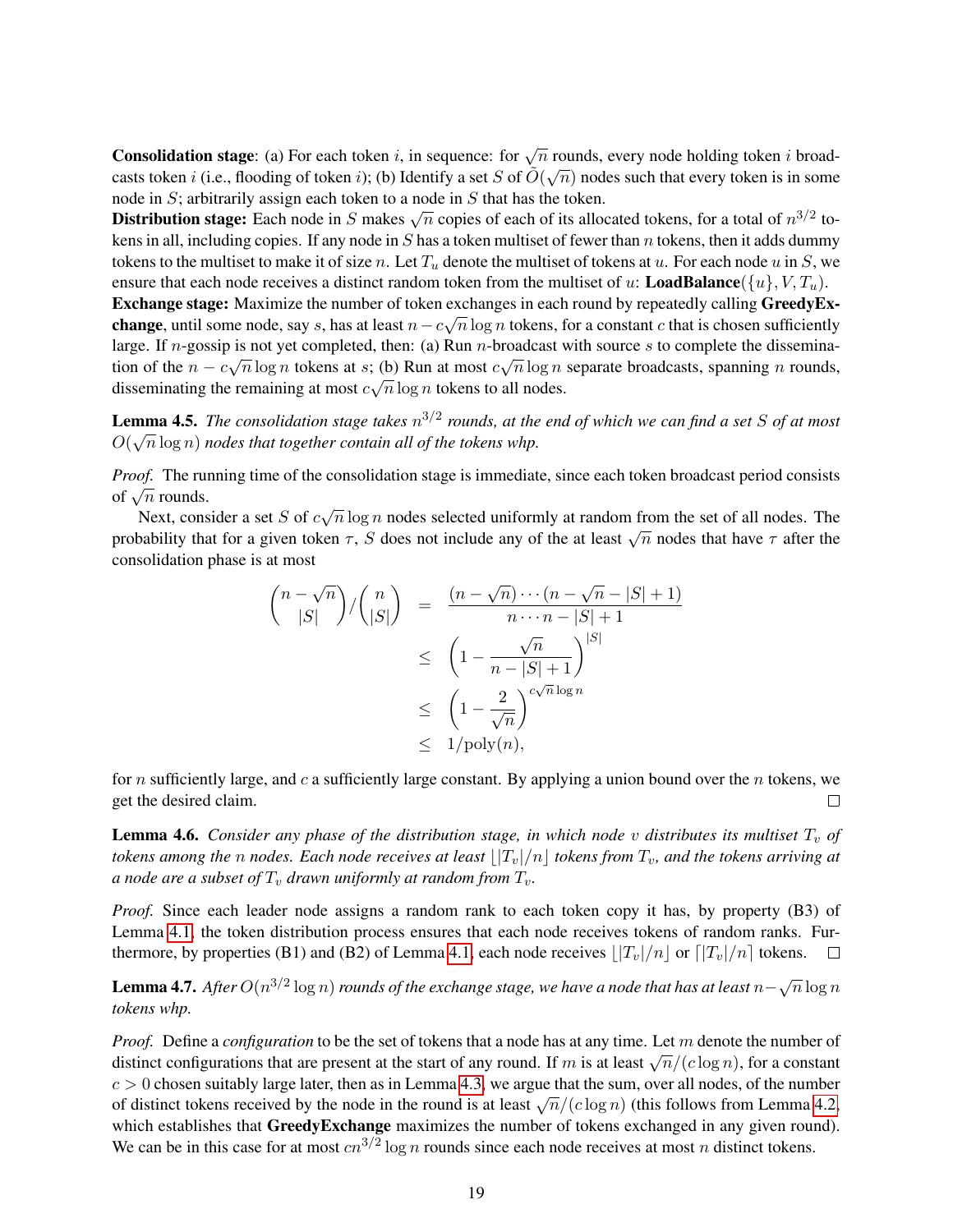**Consolidation stage**: (a) For each token $i$, in sequence: for $\sqrt{n}$ rounds, every node holding token $i$ broadcasts token $i$ (i.e., flooding of token $i$); (b) Identify a set $S$ of $\tilde{O}(\sqrt{n})$ nodes such that every token is in some node in $S$; arbitrarily assign each token to a node in $S$ that has the token.
**Distribution stage:** Each node in $S$ makes $\sqrt{n}$ copies of each of its allocated tokens, for a total of $n^{3/2}$ tokens in all, including copies. If any node in $S$ has a token multiset of fewer than $n$ tokens, then it adds dummy tokens to the multiset to make it of size $n$. Let $T_u$ denote the multiset of tokens at $u$. For each node $u$ in $S$, we ensure that each node receives a distinct random token from the multiset of $u$: **LoadBalance**$(\{u\}, V, T_u)$.
**Exchange stage:** Maximize the number of token exchanges in each round by repeatedly calling **GreedyExchange**, until some node, say $s$, has at least $n - c\sqrt{n}\log n$ tokens, for a constant $c$ that is chosen sufficiently large. If $n$-gossip is not yet completed, then: (a) Run $n$-broadcast with source $s$ to complete the dissemination of the $n - c\sqrt{n}\log n$ tokens at $s$; (b) Run at most $c\sqrt{n}\log n$ separate broadcasts, spanning $n$ rounds, disseminating the remaining at most $c\sqrt{n}\log n$ tokens to all nodes.

**Lemma 4.5.** *The consolidation stage takes $n^{3/2}$ rounds, at the end of which we can find a set $S$ of at most $O(\sqrt{n}\log n)$ nodes that together contain all of the tokens whp.*

*Proof.* The running time of the consolidation stage is immediate, since each token broadcast period consists of $\sqrt{n}$ rounds.

Next, consider a set $S$ of $c\sqrt{n}\log n$ nodes selected uniformly at random from the set of all nodes. The probability that for a given token $\tau$, $S$ does not include any of the at least $\sqrt{n}$ nodes that have $\tau$ after the consolidation phase is at most

$$
\begin{aligned}
\binom{n-\sqrt{n}}{|S|} / \binom{n}{|S|} &= \frac{(n-\sqrt{n})\cdots(n-\sqrt{n}-|S|+1)}{n\cdots n-|S|+1} \\
&\le \left(1 - \frac{\sqrt{n}}{n-|S|+1}\right)^{|S|} \\
&\le \left(1 - \frac{2}{\sqrt{n}}\right)^{c\sqrt{n}\log n} \\
&\le 1/\text{poly}(n),
\end{aligned}
$$

for $n$ sufficiently large, and $c$ a sufficiently large constant. By applying a union bound over the $n$ tokens, we get the desired claim. $\square$

**Lemma 4.6.** *Consider any phase of the distribution stage, in which node $v$ distributes its multiset $T_v$ of tokens among the $n$ nodes. Each node receives at least $\lfloor |T_v|/n \rfloor$ tokens from $T_v$, and the tokens arriving at a node are a subset of $T_v$ drawn uniformly at random from $T_v$.*

*Proof.* Since each leader node assigns a random rank to each token copy it has, by property (B3) of Lemma 4.1, the token distribution process ensures that each node receives tokens of random ranks. Furthermore, by properties (B1) and (B2) of Lemma 4.1, each node receives $\lfloor |T_v|/n \rfloor$ or $\lceil |T_v|/n \rceil$ tokens. $\square$

**Lemma 4.7.** *After $O(n^{3/2}\log n)$ rounds of the exchange stage, we have a node that has at least $n - \sqrt{n}\log n$ tokens whp.*

*Proof.* Define a *configuration* to be the set of tokens that a node has at any time. Let $m$ denote the number of distinct configurations that are present at the start of any round. If $m$ is at least $\sqrt{n}/(c\log n)$, for a constant $c > 0$ chosen suitably large later, then as in Lemma 4.3, we argue that the sum, over all nodes, of the number of distinct tokens received by the node in the round is at least $\sqrt{n}/(c\log n)$ (this follows from Lemma 4.2, which establishes that **GreedyExchange** maximizes the number of tokens exchanged in any given round). We can be in this case for at most $cn^{3/2}\log n$ rounds since each node receives at most $n$ distinct tokens.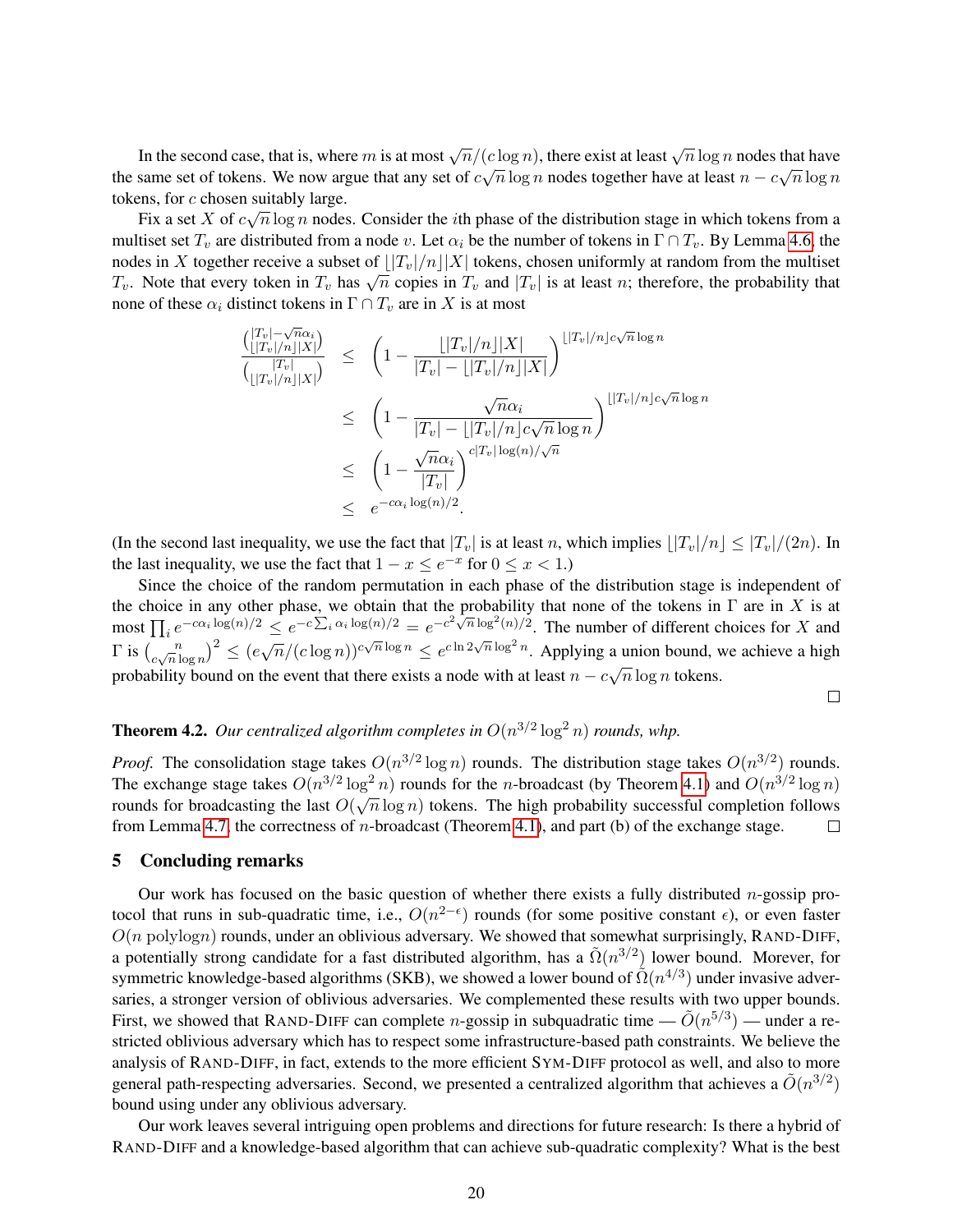In the second case, that is, where $m$ is at most $\sqrt{n}/(c\log n)$, there exist at least $\sqrt{n}\log n$ nodes that have the same set of tokens. We now argue that any set of $c\sqrt{n}\log n$ nodes together have at least $n - c\sqrt{n}\log n$ tokens, for $c$ chosen suitably large.

Fix a set $X$ of $c\sqrt{n}\log n$ nodes. Consider the $i$th phase of the distribution stage in which tokens from a multiset set $T_v$ are distributed from a node $v$. Let $\alpha_i$ be the number of tokens in $\Gamma \cap T_v$. By Lemma 4.6, the nodes in $X$ together receive a subset of $\lfloor |T_v|/n \rfloor |X|$ tokens, chosen uniformly at random from the multiset $T_v$. Note that every token in $T_v$ has $\sqrt{n}$ copies in $T_v$ and $|T_v|$ is at least $n$; therefore, the probability that none of these $\alpha_i$ distinct tokens in $\Gamma \cap T_v$ are in $X$ is at most

$$
\begin{aligned}
\frac{\binom{|T_v| - \sqrt{n}\alpha_i}{\lfloor |T_v|/n \rfloor |X|}}{\binom{|T_v|}{\lfloor |T_v|/n \rfloor |X|}} &\leq \left(1 - \frac{\lfloor |T_v|/n \rfloor |X|}{|T_v| - \lfloor |T_v|/n \rfloor |X|}\right)^{\lfloor |T_v|/n \rfloor c\sqrt{n}\log n} \\
&\leq \left(1 - \frac{\sqrt{n}\alpha_i}{|T_v| - \lfloor |T_v|/n \rfloor c\sqrt{n}\log n}\right)^{\lfloor |T_v|/n \rfloor c\sqrt{n}\log n} \\
&\leq \left(1 - \frac{\sqrt{n}\alpha_i}{|T_v|}\right)^{c|T_v|\log(n)/\sqrt{n}} \\
&\leq e^{-c\alpha_i \log(n)/2}.
\end{aligned}
$$

(In the second last inequality, we use the fact that $|T_v|$ is at least $n$, which implies $\lfloor |T_v|/n \rfloor \leq |T_v|/(2n)$. In the last inequality, we use the fact that $1 - x \leq e^{-x}$ for $0 \leq x < 1$.)

Since the choice of the random permutation in each phase of the distribution stage is independent of the choice in any other phase, we obtain that the probability that none of the tokens in $\Gamma$ are in $X$ is at most $\prod_i e^{-c\alpha_i \log(n)/2} \leq e^{-c\sum_i \alpha_i \log(n)/2} = e^{-c^2\sqrt{n}\log^2(n)/2}$. The number of different choices for $X$ and $\Gamma$ is $\binom{n}{c\sqrt{n}\log n}^2 \leq (e\sqrt{n}/(c\log n))^{c\sqrt{n}\log n} \leq e^{c\ln 2\sqrt{n}\log^2 n}$. Applying a union bound, we achieve a high probability bound on the event that there exists a node with at least $n - c\sqrt{n}\log n$ tokens. □

**Theorem 4.2.** *Our centralized algorithm completes in $O(n^{3/2}\log^2 n)$ rounds, whp.*

*Proof.* The consolidation stage takes $O(n^{3/2}\log n)$ rounds. The distribution stage takes $O(n^{3/2})$ rounds. The exchange stage takes $O(n^{3/2}\log^2 n)$ rounds for the $n$-broadcast (by Theorem 4.1) and $O(n^{3/2}\log n)$ rounds for broadcasting the last $O(\sqrt{n}\log n)$ tokens. The high probability successful completion follows from Lemma 4.7, the correctness of $n$-broadcast (Theorem 4.1), and part (b) of the exchange stage. □

## 5 Concluding remarks

Our work has focused on the basic question of whether there exists a fully distributed $n$-gossip protocol that runs in sub-quadratic time, i.e., $O(n^{2-\epsilon})$ rounds (for some positive constant $\epsilon$), or even faster $O(n \text{ polylog} n)$ rounds, under an oblivious adversary. We showed that somewhat surprisingly, RAND-DIFF, a potentially strong candidate for a fast distributed algorithm, has a $\tilde{\Omega}(n^{3/2})$ lower bound. Morever, for symmetric knowledge-based algorithms (SKB), we showed a lower bound of $\tilde{\Omega}(n^{4/3})$ under invasive adversaries, a stronger version of oblivious adversaries. We complemented these results with two upper bounds. First, we showed that RAND-DIFF can complete $n$-gossip in subquadratic time — $\tilde{O}(n^{5/3})$ — under a restricted oblivious adversary which has to respect some infrastructure-based path constraints. We believe the analysis of RAND-DIFF, in fact, extends to the more efficient SYM-DIFF protocol as well, and also to more general path-respecting adversaries. Second, we presented a centralized algorithm that achieves a $\tilde{O}(n^{3/2})$ bound using under any oblivious adversary.

Our work leaves several intriguing open problems and directions for future research: Is there a hybrid of RAND-DIFF and a knowledge-based algorithm that can achieve sub-quadratic complexity? What is the best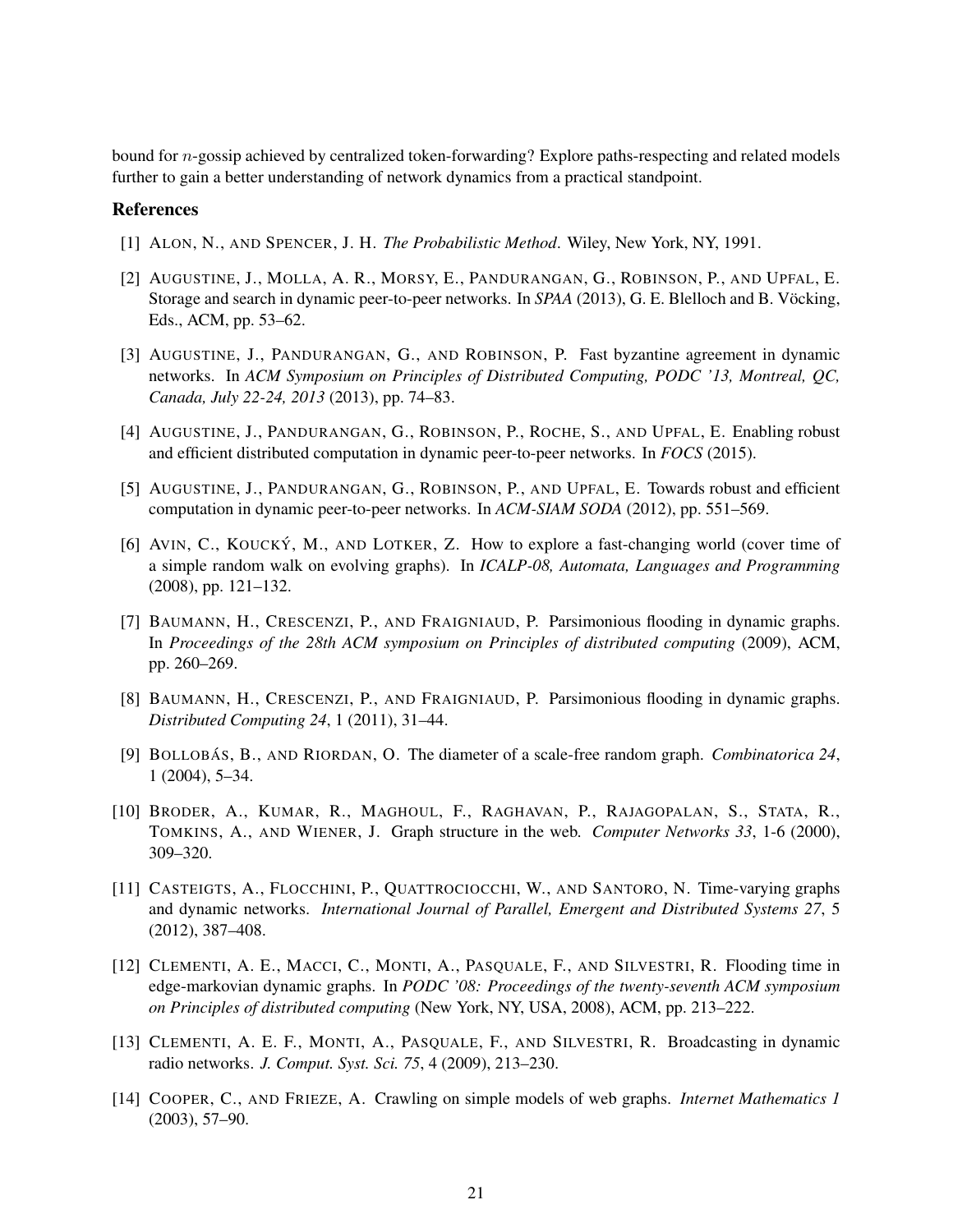bound for $n$-gossip achieved by centralized token-forwarding? Explore paths-respecting and related models further to gain a better understanding of network dynamics from a practical standpoint.

## References

[1] ALON, N., AND SPENCER, J. H. *The Probabilistic Method*. Wiley, New York, NY, 1991.

[2] AUGUSTINE, J., MOLLA, A. R., MORSY, E., PANDURANGAN, G., ROBINSON, P., AND UPFAL, E. Storage and search in dynamic peer-to-peer networks. In *SPAA* (2013), G. E. Blelloch and B. Vöcking, Eds., ACM, pp. 53–62.

[3] AUGUSTINE, J., PANDURANGAN, G., AND ROBINSON, P. Fast byzantine agreement in dynamic networks. In *ACM Symposium on Principles of Distributed Computing, PODC '13, Montreal, QC, Canada, July 22-24, 2013* (2013), pp. 74–83.

[4] AUGUSTINE, J., PANDURANGAN, G., ROBINSON, P., ROCHE, S., AND UPFAL, E. Enabling robust and efficient distributed computation in dynamic peer-to-peer networks. In *FOCS* (2015).

[5] AUGUSTINE, J., PANDURANGAN, G., ROBINSON, P., AND UPFAL, E. Towards robust and efficient computation in dynamic peer-to-peer networks. In *ACM-SIAM SODA* (2012), pp. 551–569.

[6] AVIN, C., KOUCKÝ, M., AND LOTKER, Z. How to explore a fast-changing world (cover time of a simple random walk on evolving graphs). In *ICALP-08, Automata, Languages and Programming* (2008), pp. 121–132.

[7] BAUMANN, H., CRESCENZI, P., AND FRAIGNIAUD, P. Parsimonious flooding in dynamic graphs. In *Proceedings of the 28th ACM symposium on Principles of distributed computing* (2009), ACM, pp. 260–269.

[8] BAUMANN, H., CRESCENZI, P., AND FRAIGNIAUD, P. Parsimonious flooding in dynamic graphs. *Distributed Computing 24*, 1 (2011), 31–44.

[9] BOLLOBÁS, B., AND RIORDAN, O. The diameter of a scale-free random graph. *Combinatorica 24*, 1 (2004), 5–34.

[10] BRODER, A., KUMAR, R., MAGHOUL, F., RAGHAVAN, P., RAJAGOPALAN, S., STATA, R., TOMKINS, A., AND WIENER, J. Graph structure in the web. *Computer Networks 33*, 1-6 (2000), 309–320.

[11] CASTEIGTS, A., FLOCCHINI, P., QUATTROCIOCCHI, W., AND SANTORO, N. Time-varying graphs and dynamic networks. *International Journal of Parallel, Emergent and Distributed Systems 27*, 5 (2012), 387–408.

[12] CLEMENTI, A. E., MACCI, C., MONTI, A., PASQUALE, F., AND SILVESTRI, R. Flooding time in edge-markovian dynamic graphs. In *PODC '08: Proceedings of the twenty-seventh ACM symposium on Principles of distributed computing* (New York, NY, USA, 2008), ACM, pp. 213–222.

[13] CLEMENTI, A. E. F., MONTI, A., PASQUALE, F., AND SILVESTRI, R. Broadcasting in dynamic radio networks. *J. Comput. Syst. Sci. 75*, 4 (2009), 213–230.

[14] COOPER, C., AND FRIEZE, A. Crawling on simple models of web graphs. *Internet Mathematics 1* (2003), 57–90.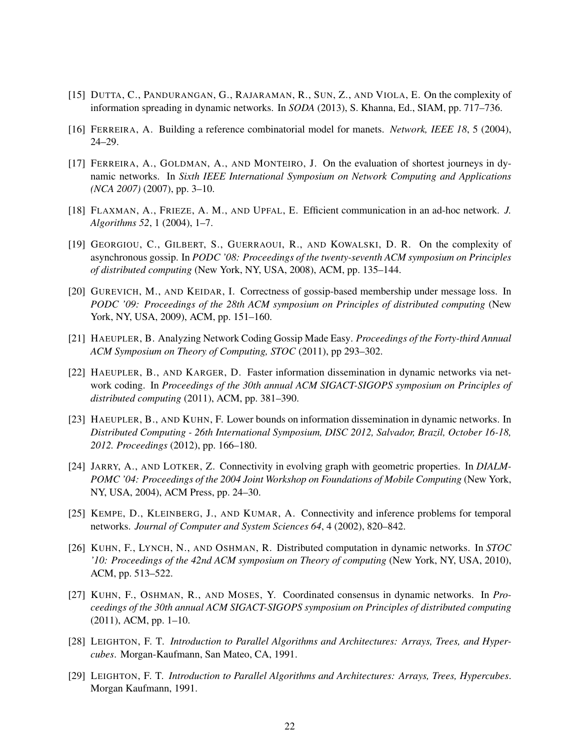[15] DUTTA, C., PANDURANGAN, G., RAJARAMAN, R., SUN, Z., AND VIOLA, E. On the complexity of information spreading in dynamic networks. In *SODA* (2013), S. Khanna, Ed., SIAM, pp. 717–736.

[16] FERREIRA, A. Building a reference combinatorial model for manets. *Network, IEEE 18*, 5 (2004), 24–29.

[17] FERREIRA, A., GOLDMAN, A., AND MONTEIRO, J. On the evaluation of shortest journeys in dynamic networks. In *Sixth IEEE International Symposium on Network Computing and Applications (NCA 2007)* (2007), pp. 3–10.

[18] FLAXMAN, A., FRIEZE, A. M., AND UPFAL, E. Efficient communication in an ad-hoc network. *J. Algorithms 52*, 1 (2004), 1–7.

[19] GEORGIOU, C., GILBERT, S., GUERRAOUI, R., AND KOWALSKI, D. R. On the complexity of asynchronous gossip. In *PODC '08: Proceedings of the twenty-seventh ACM symposium on Principles of distributed computing* (New York, NY, USA, 2008), ACM, pp. 135–144.

[20] GUREVICH, M., AND KEIDAR, I. Correctness of gossip-based membership under message loss. In *PODC '09: Proceedings of the 28th ACM symposium on Principles of distributed computing* (New York, NY, USA, 2009), ACM, pp. 151–160.

[21] HAEUPLER, B. Analyzing Network Coding Gossip Made Easy. *Proceedings of the Forty-third Annual ACM Symposium on Theory of Computing, STOC* (2011), pp 293–302.

[22] HAEUPLER, B., AND KARGER, D. Faster information dissemination in dynamic networks via network coding. In *Proceedings of the 30th annual ACM SIGACT-SIGOPS symposium on Principles of distributed computing* (2011), ACM, pp. 381–390.

[23] HAEUPLER, B., AND KUHN, F. Lower bounds on information dissemination in dynamic networks. In *Distributed Computing - 26th International Symposium, DISC 2012, Salvador, Brazil, October 16-18, 2012. Proceedings* (2012), pp. 166–180.

[24] JARRY, A., AND LOTKER, Z. Connectivity in evolving graph with geometric properties. In *DIALM-POMC '04: Proceedings of the 2004 Joint Workshop on Foundations of Mobile Computing* (New York, NY, USA, 2004), ACM Press, pp. 24–30.

[25] KEMPE, D., KLEINBERG, J., AND KUMAR, A. Connectivity and inference problems for temporal networks. *Journal of Computer and System Sciences 64*, 4 (2002), 820–842.

[26] KUHN, F., LYNCH, N., AND OSHMAN, R. Distributed computation in dynamic networks. In *STOC '10: Proceedings of the 42nd ACM symposium on Theory of computing* (New York, NY, USA, 2010), ACM, pp. 513–522.

[27] KUHN, F., OSHMAN, R., AND MOSES, Y. Coordinated consensus in dynamic networks. In *Proceedings of the 30th annual ACM SIGACT-SIGOPS symposium on Principles of distributed computing* (2011), ACM, pp. 1–10.

[28] LEIGHTON, F. T. *Introduction to Parallel Algorithms and Architectures: Arrays, Trees, and Hypercubes*. Morgan-Kaufmann, San Mateo, CA, 1991.

[29] LEIGHTON, F. T. *Introduction to Parallel Algorithms and Architectures: Arrays, Trees, Hypercubes*. Morgan Kaufmann, 1991.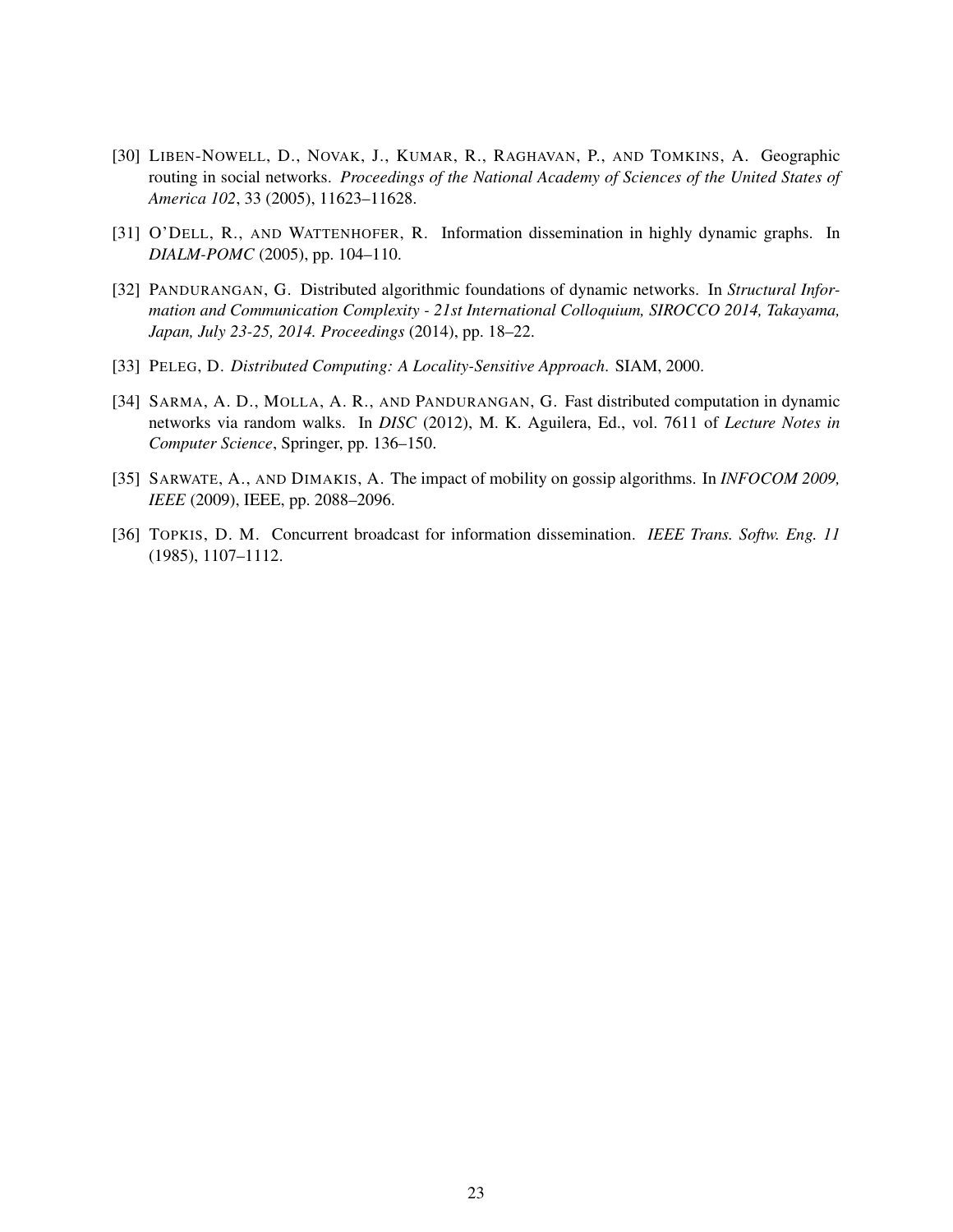[30] LIBEN-NOWELL, D., NOVAK, J., KUMAR, R., RAGHAVAN, P., AND TOMKINS, A. Geographic routing in social networks. *Proceedings of the National Academy of Sciences of the United States of America 102*, 33 (2005), 11623–11628.

[31] O'DELL, R., AND WATTENHOFER, R. Information dissemination in highly dynamic graphs. In *DIALM-POMC* (2005), pp. 104–110.

[32] PANDURANGAN, G. Distributed algorithmic foundations of dynamic networks. In *Structural Information and Communication Complexity - 21st International Colloquium, SIROCCO 2014, Takayama, Japan, July 23-25, 2014. Proceedings* (2014), pp. 18–22.

[33] PELEG, D. *Distributed Computing: A Locality-Sensitive Approach*. SIAM, 2000.

[34] SARMA, A. D., MOLLA, A. R., AND PANDURANGAN, G. Fast distributed computation in dynamic networks via random walks. In *DISC* (2012), M. K. Aguilera, Ed., vol. 7611 of *Lecture Notes in Computer Science*, Springer, pp. 136–150.

[35] SARWATE, A., AND DIMAKIS, A. The impact of mobility on gossip algorithms. In *INFOCOM 2009, IEEE* (2009), IEEE, pp. 2088–2096.

[36] TOPKIS, D. M. Concurrent broadcast for information dissemination. *IEEE Trans. Softw. Eng. 11* (1985), 1107–1112.